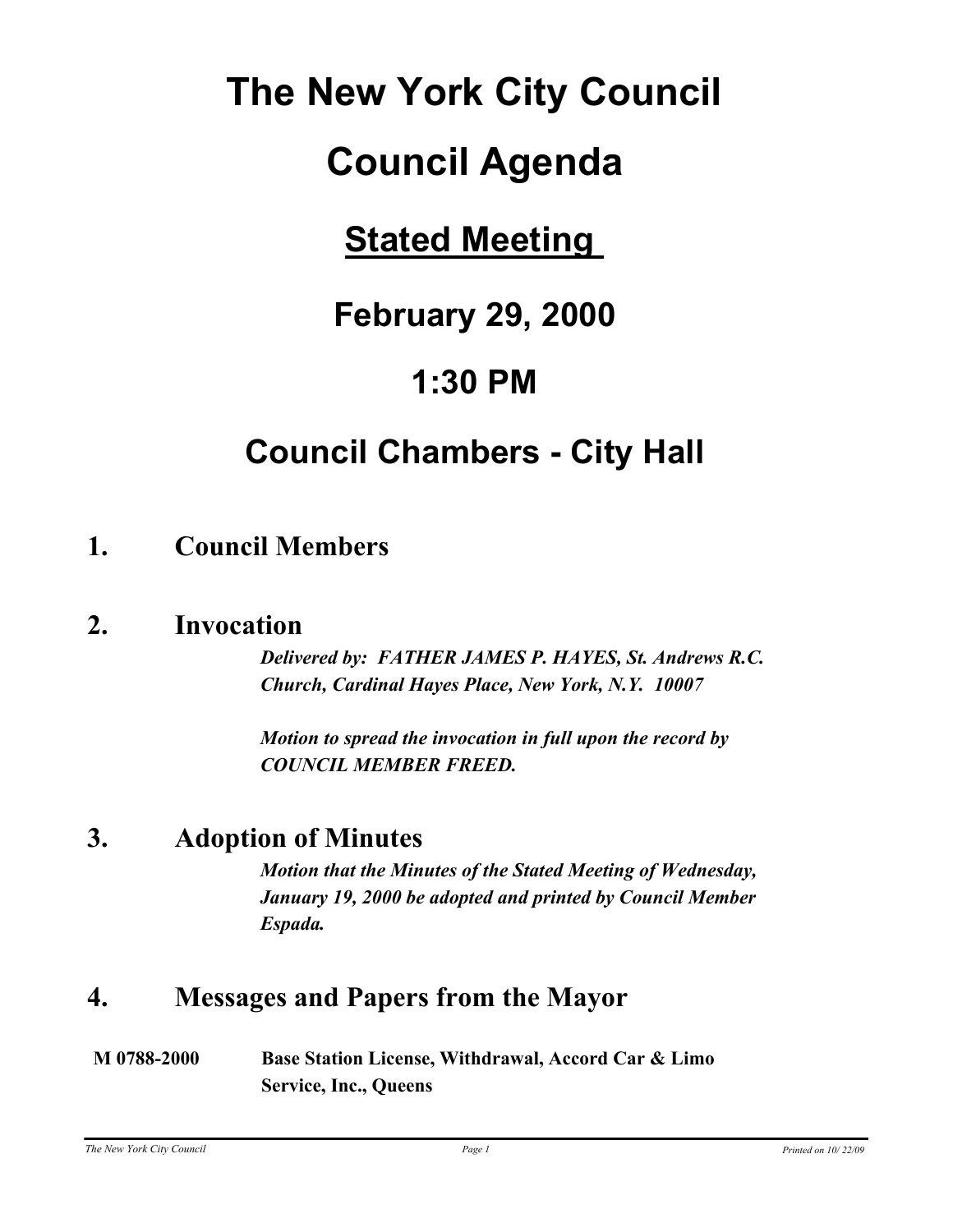# The New York City Council

# Council Agenda

## Stated Meeting

## February 29, 2000

## 1:30 PM

## Council Chambers - City Hall

### 1. Council Members

### 2. Invocation

***Delivered by: FATHER JAMES P. HAYES, St. Andrews R.C. Church, Cardinal Hayes Place, New York, N.Y. 10007***

***Motion to spread the invocation in full upon the record by COUNCIL MEMBER FREED.***

### 3. Adoption of Minutes

***Motion that the Minutes of the Stated Meeting of Wednesday, January 19, 2000 be adopted and printed by Council Member Espada.***

### 4. Messages and Papers from the Mayor

**M 0788-2000** **Base Station License, Withdrawal, Accord Car & Limo Service, Inc., Queens**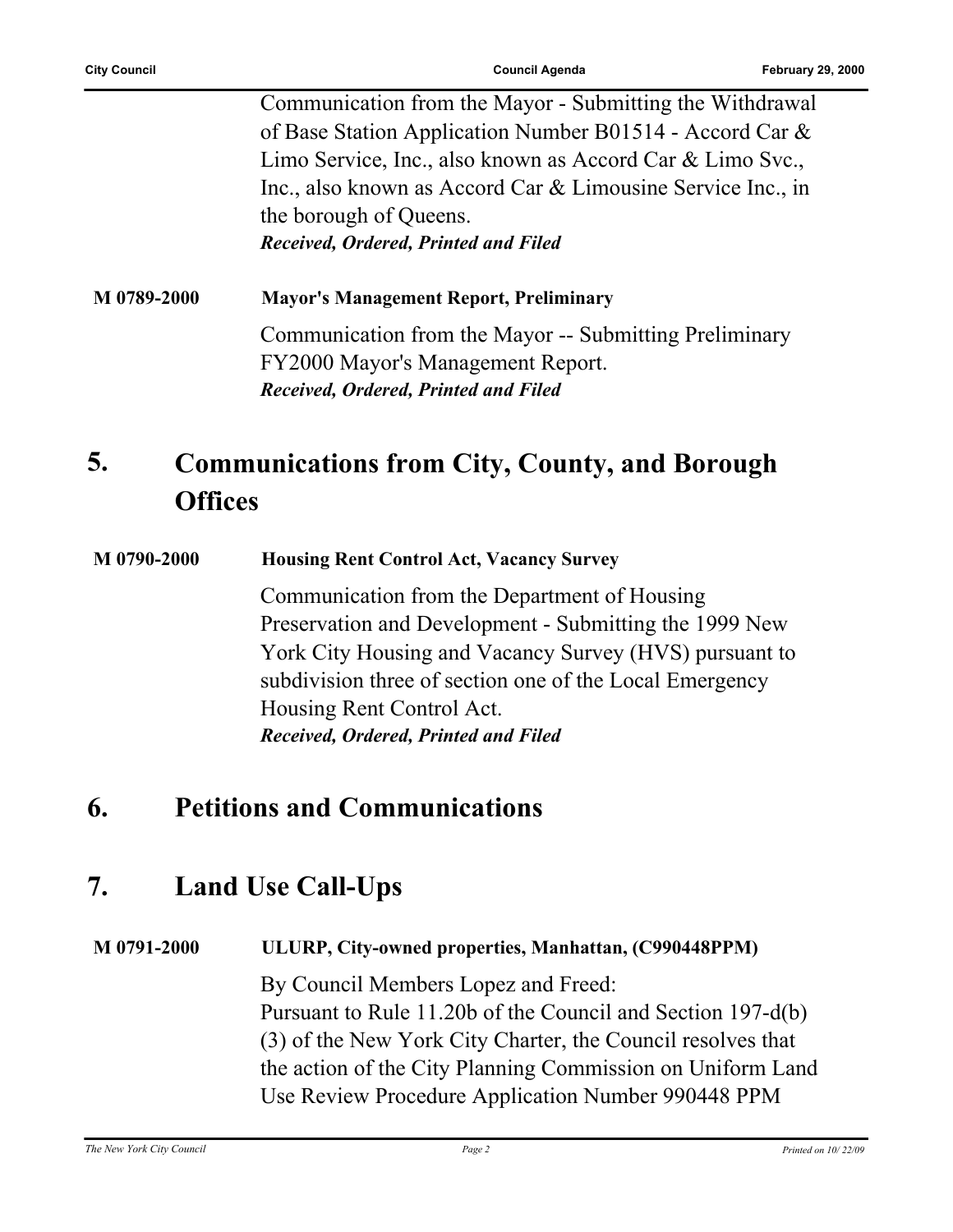Communication from the Mayor - Submitting the Withdrawal of Base Station Application Number B01514 - Accord Car & Limo Service, Inc., also known as Accord Car & Limo Svc., Inc., also known as Accord Car & Limousine Service Inc., in the borough of Queens.

***Received, Ordered, Printed and Filed***

**M 0789-2000** **Mayor's Management Report, Preliminary**

Communication from the Mayor -- Submitting Preliminary FY2000 Mayor's Management Report.

***Received, Ordered, Printed and Filed***

## 5. Communications from City, County, and Borough Offices

**M 0790-2000** **Housing Rent Control Act, Vacancy Survey**

Communication from the Department of Housing Preservation and Development - Submitting the 1999 New York City Housing and Vacancy Survey (HVS) pursuant to subdivision three of section one of the Local Emergency Housing Rent Control Act.

***Received, Ordered, Printed and Filed***

## 6. Petitions and Communications

## 7. Land Use Call-Ups

**M 0791-2000** **ULURP, City-owned properties, Manhattan, (C990448PPM)**

By Council Members Lopez and Freed:
Pursuant to Rule 11.20b of the Council and Section 197-d(b)(3) of the New York City Charter, the Council resolves that the action of the City Planning Commission on Uniform Land Use Review Procedure Application Number 990448 PPM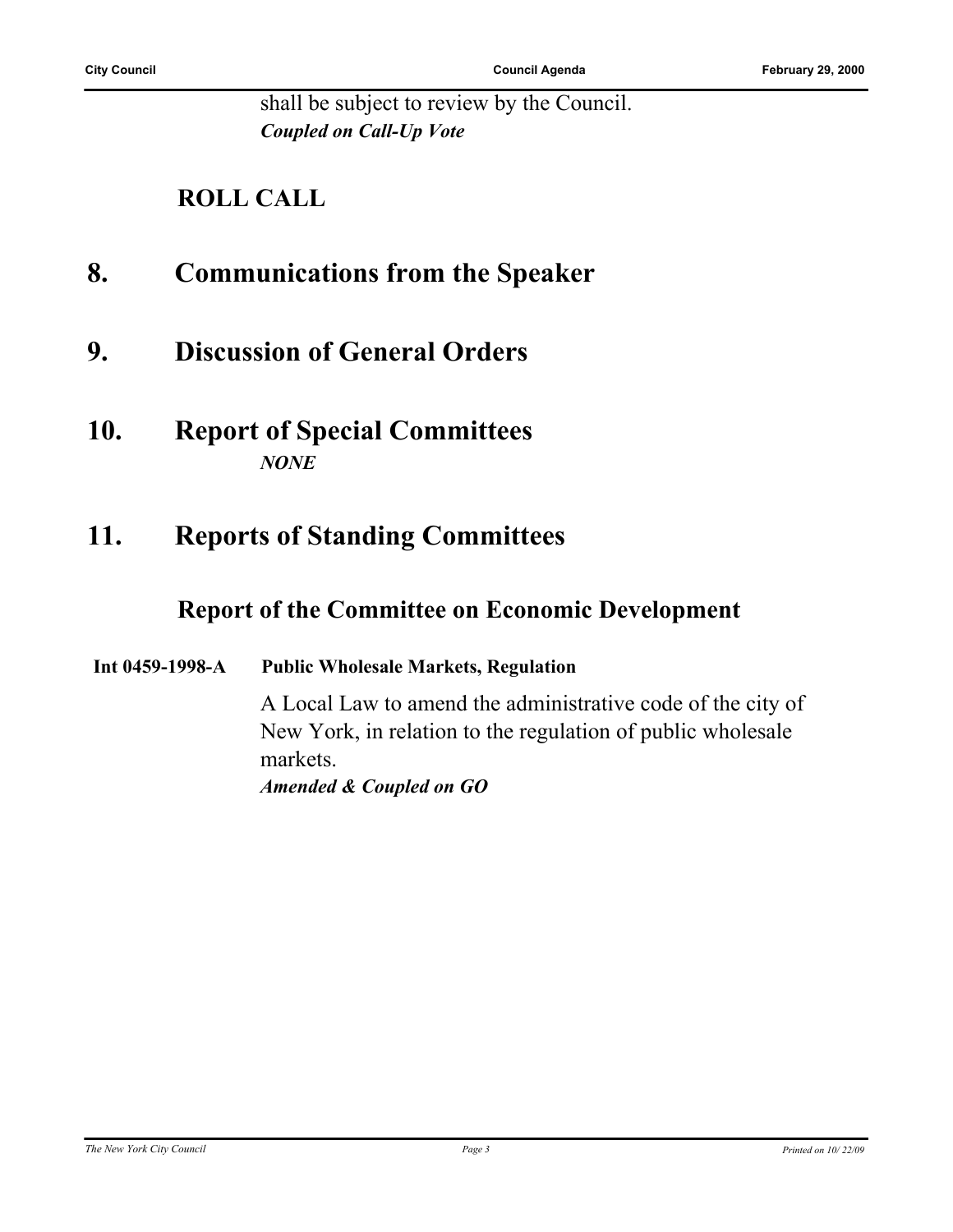shall be subject to review by the Council.
***Coupled on Call-Up Vote***

## ROLL CALL

# 8. Communications from the Speaker

# 9. Discussion of General Orders

# 10. Report of Special Committees

***NONE***

# 11. Reports of Standing Committees

## Report of the Committee on Economic Development

**Int 0459-1998-A** **Public Wholesale Markets, Regulation**

A Local Law to amend the administrative code of the city of New York, in relation to the regulation of public wholesale markets.
***Amended & Coupled on GO***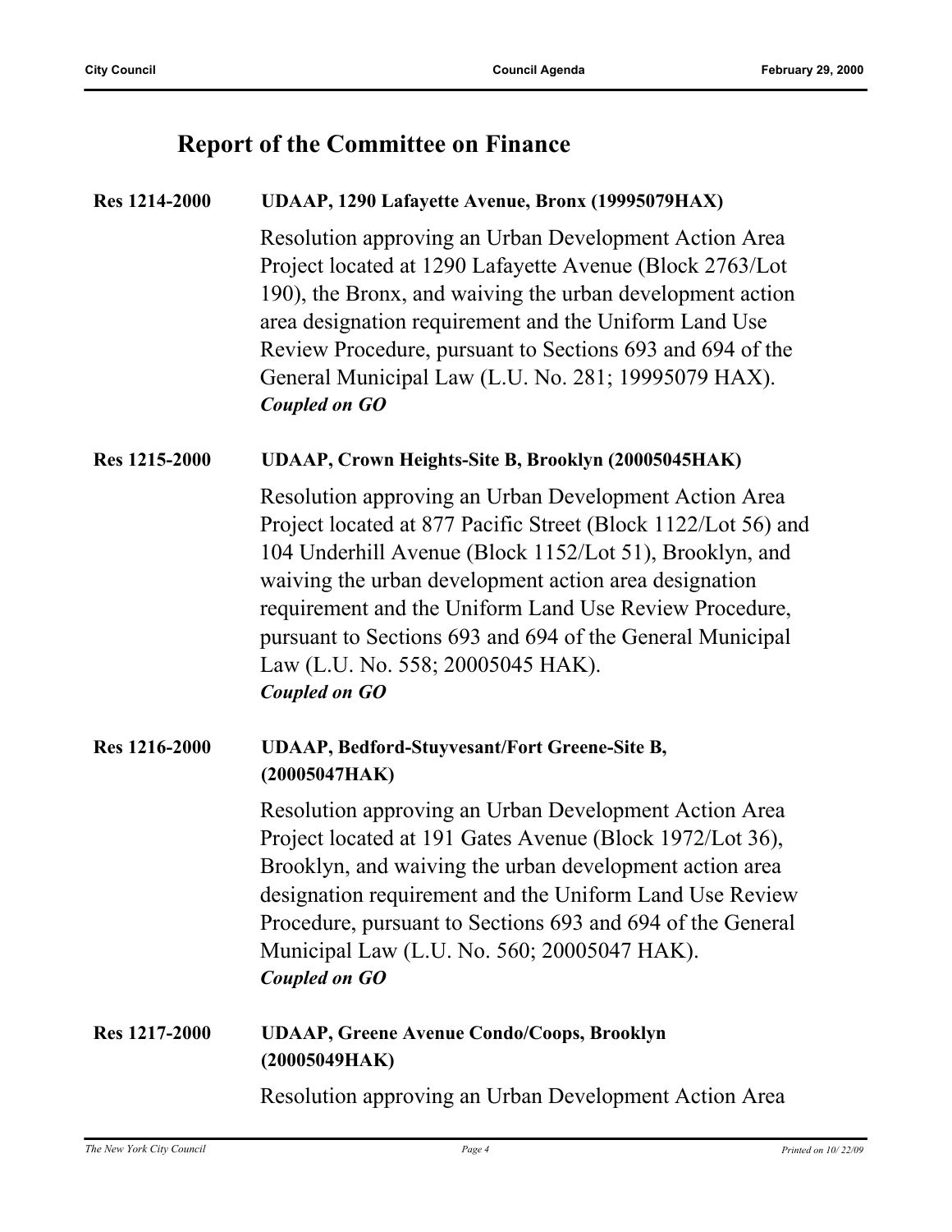## Report of the Committee on Finance

**Res 1214-2000** **UDAAP, 1290 Lafayette Avenue, Bronx (19995079HAX)**

Resolution approving an Urban Development Action Area Project located at 1290 Lafayette Avenue (Block 2763/Lot 190), the Bronx, and waiving the urban development action area designation requirement and the Uniform Land Use Review Procedure, pursuant to Sections 693 and 694 of the General Municipal Law (L.U. No. 281; 19995079 HAX).
***Coupled on GO***

**Res 1215-2000** **UDAAP, Crown Heights-Site B, Brooklyn (20005045HAK)**

Resolution approving an Urban Development Action Area Project located at 877 Pacific Street (Block 1122/Lot 56) and 104 Underhill Avenue (Block 1152/Lot 51), Brooklyn, and waiving the urban development action area designation requirement and the Uniform Land Use Review Procedure, pursuant to Sections 693 and 694 of the General Municipal Law (L.U. No. 558; 20005045 HAK).
***Coupled on GO***

**Res 1216-2000** **UDAAP, Bedford-Stuyvesant/Fort Greene-Site B, (20005047HAK)**

Resolution approving an Urban Development Action Area Project located at 191 Gates Avenue (Block 1972/Lot 36), Brooklyn, and waiving the urban development action area designation requirement and the Uniform Land Use Review Procedure, pursuant to Sections 693 and 694 of the General Municipal Law (L.U. No. 560; 20005047 HAK).
***Coupled on GO***

**Res 1217-2000** **UDAAP, Greene Avenue Condo/Coops, Brooklyn (20005049HAK)**

Resolution approving an Urban Development Action Area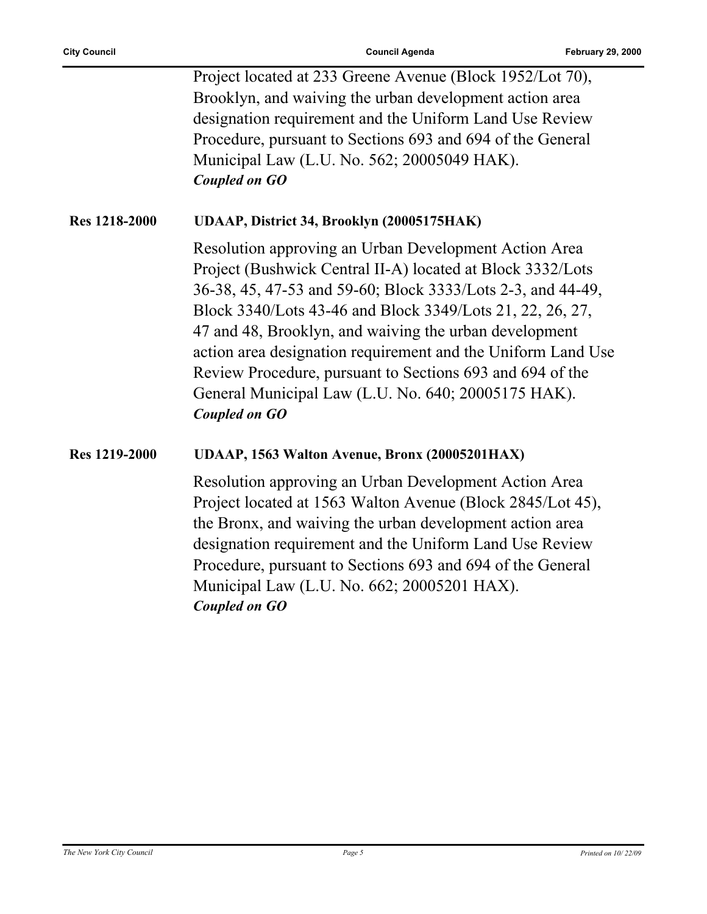Project located at 233 Greene Avenue (Block 1952/Lot 70), Brooklyn, and waiving the urban development action area designation requirement and the Uniform Land Use Review Procedure, pursuant to Sections 693 and 694 of the General Municipal Law (L.U. No. 562; 20005049 HAK).
***Coupled on GO***

**Res 1218-2000** **UDAAP, District 34, Brooklyn (20005175HAK)**

Resolution approving an Urban Development Action Area Project (Bushwick Central II-A) located at Block 3332/Lots 36-38, 45, 47-53 and 59-60; Block 3333/Lots 2-3, and 44-49, Block 3340/Lots 43-46 and Block 3349/Lots 21, 22, 26, 27, 47 and 48, Brooklyn, and waiving the urban development action area designation requirement and the Uniform Land Use Review Procedure, pursuant to Sections 693 and 694 of the General Municipal Law (L.U. No. 640; 20005175 HAK).
***Coupled on GO***

**Res 1219-2000** **UDAAP, 1563 Walton Avenue, Bronx (20005201HAX)**

Resolution approving an Urban Development Action Area Project located at 1563 Walton Avenue (Block 2845/Lot 45), the Bronx, and waiving the urban development action area designation requirement and the Uniform Land Use Review Procedure, pursuant to Sections 693 and 694 of the General Municipal Law (L.U. No. 662; 20005201 HAX).
***Coupled on GO***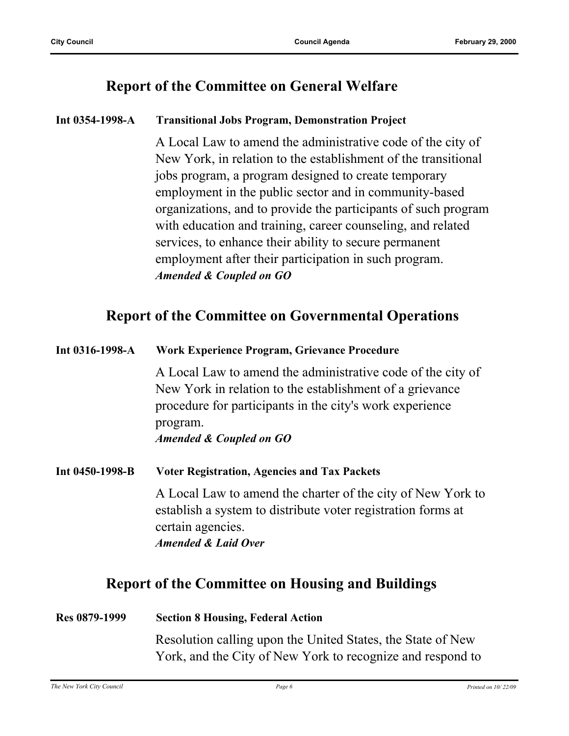## Report of the Committee on General Welfare

**Int 0354-1998-A** **Transitional Jobs Program, Demonstration Project**

A Local Law to amend the administrative code of the city of New York, in relation to the establishment of the transitional jobs program, a program designed to create temporary employment in the public sector and in community-based organizations, and to provide the participants of such program with education and training, career counseling, and related services, to enhance their ability to secure permanent employment after their participation in such program.
***Amended & Coupled on GO***

## Report of the Committee on Governmental Operations

**Int 0316-1998-A** **Work Experience Program, Grievance Procedure**

A Local Law to amend the administrative code of the city of New York in relation to the establishment of a grievance procedure for participants in the city's work experience program.
***Amended & Coupled on GO***

**Int 0450-1998-B** **Voter Registration, Agencies and Tax Packets**

A Local Law to amend the charter of the city of New York to establish a system to distribute voter registration forms at certain agencies.
***Amended & Laid Over***

## Report of the Committee on Housing and Buildings

**Res 0879-1999** **Section 8 Housing, Federal Action**

Resolution calling upon the United States, the State of New York, and the City of New York to recognize and respond to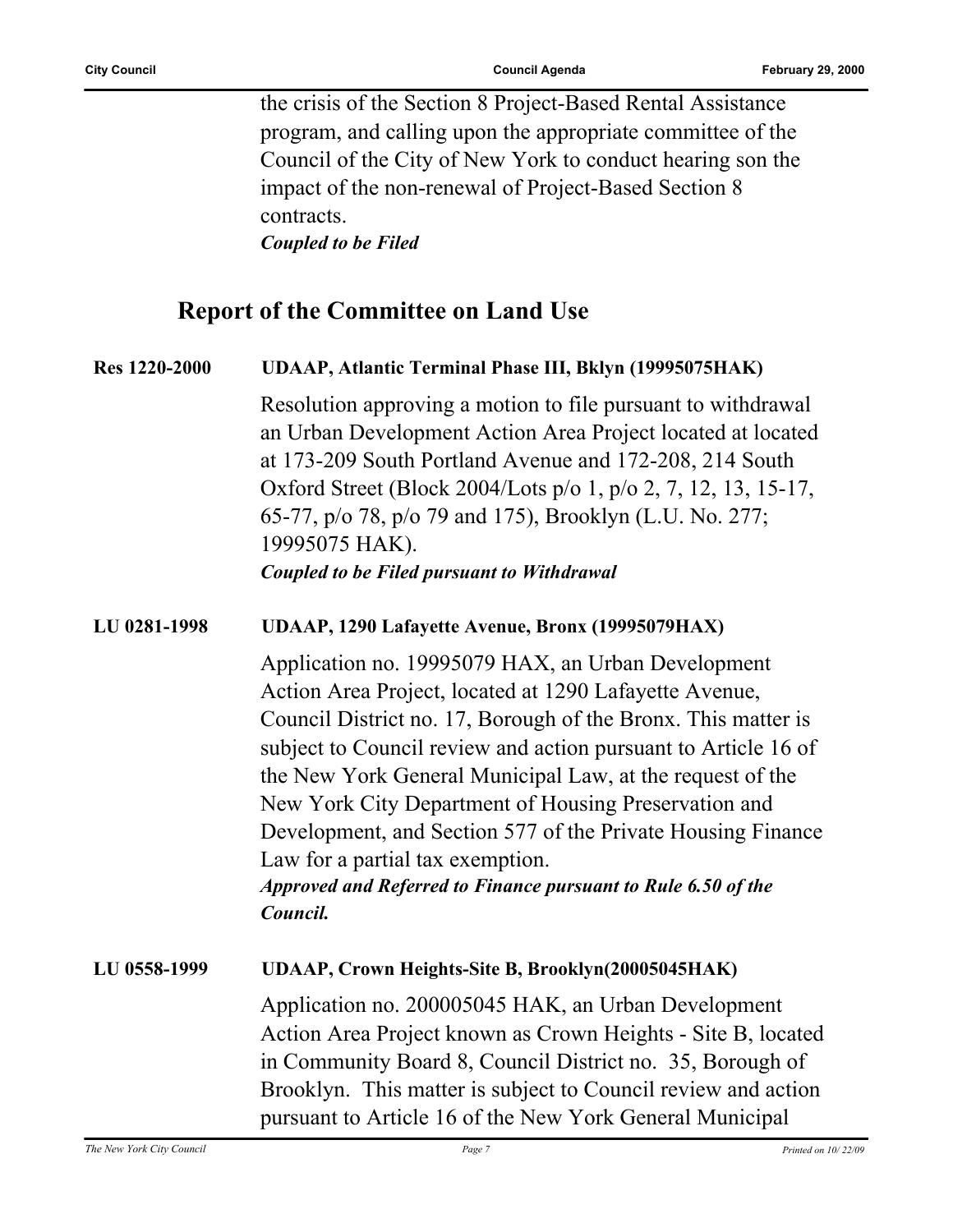the crisis of the Section 8 Project-Based Rental Assistance program, and calling upon the appropriate committee of the Council of the City of New York to conduct hearing son the impact of the non-renewal of Project-Based Section 8 contracts.

***Coupled to be Filed***

## Report of the Committee on Land Use

**Res 1220-2000** **UDAAP, Atlantic Terminal Phase III, Bklyn (19995075HAK)**

Resolution approving a motion to file pursuant to withdrawal an Urban Development Action Area Project located at located at 173-209 South Portland Avenue and 172-208, 214 South Oxford Street (Block 2004/Lots p/o 1, p/o 2, 7, 12, 13, 15-17, 65-77, p/o 78, p/o 79 and 175), Brooklyn (L.U. No. 277; 19995075 HAK).

***Coupled to be Filed pursuant to Withdrawal***

**LU 0281-1998** **UDAAP, 1290 Lafayette Avenue, Bronx (19995079HAX)**

Application no. 19995079 HAX, an Urban Development Action Area Project, located at 1290 Lafayette Avenue, Council District no. 17, Borough of the Bronx. This matter is subject to Council review and action pursuant to Article 16 of the New York General Municipal Law, at the request of the New York City Department of Housing Preservation and Development, and Section 577 of the Private Housing Finance Law for a partial tax exemption.

***Approved and Referred to Finance pursuant to Rule 6.50 of the Council.***

**LU 0558-1999** **UDAAP, Crown Heights-Site B, Brooklyn(20005045HAK)**

Application no. 200005045 HAK, an Urban Development Action Area Project known as Crown Heights - Site B, located in Community Board 8, Council District no. 35, Borough of Brooklyn. This matter is subject to Council review and action pursuant to Article 16 of the New York General Municipal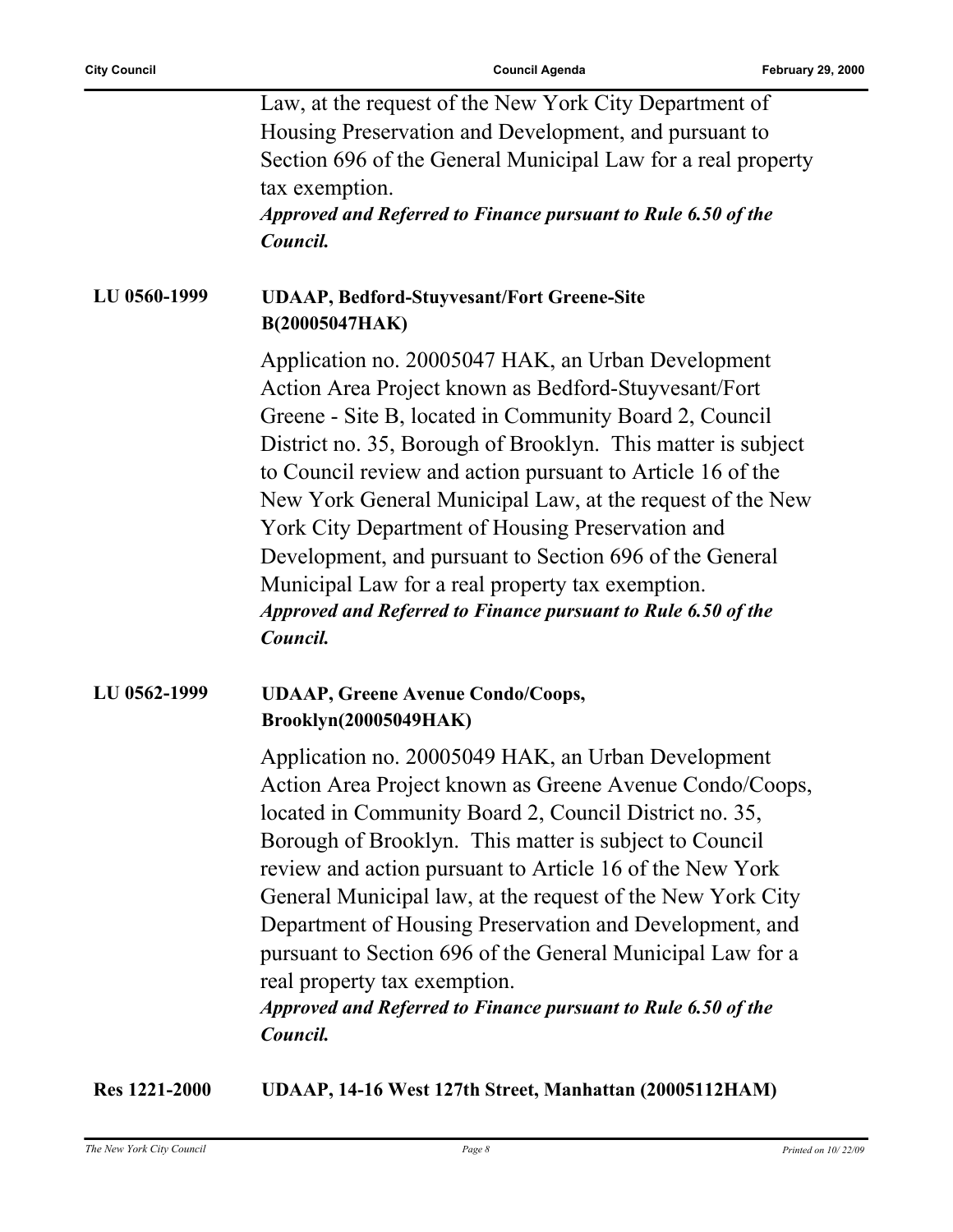Law, at the request of the New York City Department of Housing Preservation and Development, and pursuant to Section 696 of the General Municipal Law for a real property tax exemption.

***Approved and Referred to Finance pursuant to Rule 6.50 of the Council.***

**LU 0560-1999** **UDAAP, Bedford-Stuyvesant/Fort Greene-Site B(20005047HAK)**

Application no. 20005047 HAK, an Urban Development Action Area Project known as Bedford-Stuyvesant/Fort Greene - Site B, located in Community Board 2, Council District no. 35, Borough of Brooklyn. This matter is subject to Council review and action pursuant to Article 16 of the New York General Municipal Law, at the request of the New York City Department of Housing Preservation and Development, and pursuant to Section 696 of the General Municipal Law for a real property tax exemption.

***Approved and Referred to Finance pursuant to Rule 6.50 of the Council.***

**LU 0562-1999** **UDAAP, Greene Avenue Condo/Coops, Brooklyn(20005049HAK)**

Application no. 20005049 HAK, an Urban Development Action Area Project known as Greene Avenue Condo/Coops, located in Community Board 2, Council District no. 35, Borough of Brooklyn. This matter is subject to Council review and action pursuant to Article 16 of the New York General Municipal law, at the request of the New York City Department of Housing Preservation and Development, and pursuant to Section 696 of the General Municipal Law for a real property tax exemption.

***Approved and Referred to Finance pursuant to Rule 6.50 of the Council.***

**Res 1221-2000** **UDAAP, 14-16 West 127th Street, Manhattan (20005112HAM)**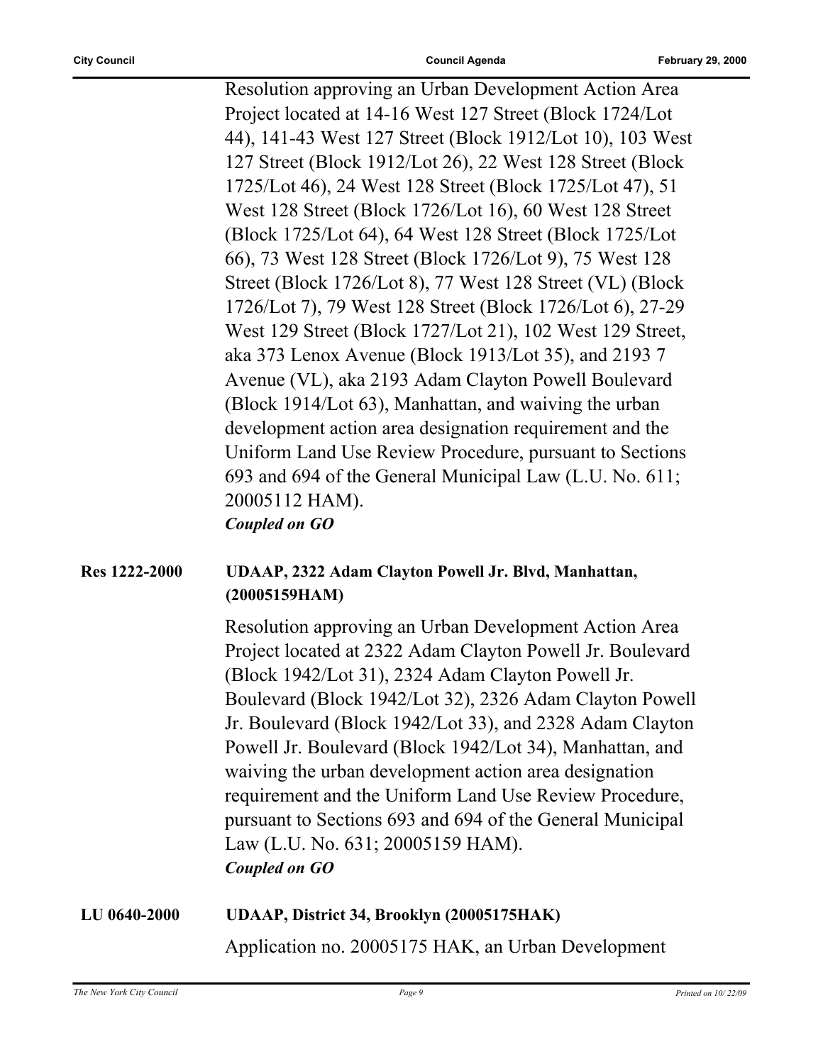Resolution approving an Urban Development Action Area Project located at 14-16 West 127 Street (Block 1724/Lot 44), 141-43 West 127 Street (Block 1912/Lot 10), 103 West 127 Street (Block 1912/Lot 26), 22 West 128 Street (Block 1725/Lot 46), 24 West 128 Street (Block 1725/Lot 47), 51 West 128 Street (Block 1726/Lot 16), 60 West 128 Street (Block 1725/Lot 64), 64 West 128 Street (Block 1725/Lot 66), 73 West 128 Street (Block 1726/Lot 9), 75 West 128 Street (Block 1726/Lot 8), 77 West 128 Street (VL) (Block 1726/Lot 7), 79 West 128 Street (Block 1726/Lot 6), 27-29 West 129 Street (Block 1727/Lot 21), 102 West 129 Street, aka 373 Lenox Avenue (Block 1913/Lot 35), and 2193 7 Avenue (VL), aka 2193 Adam Clayton Powell Boulevard (Block 1914/Lot 63), Manhattan, and waiving the urban development action area designation requirement and the Uniform Land Use Review Procedure, pursuant to Sections 693 and 694 of the General Municipal Law (L.U. No. 611; 20005112 HAM).

***Coupled on GO***

**Res 1222-2000** **UDAAP, 2322 Adam Clayton Powell Jr. Blvd, Manhattan, (20005159HAM)**

Resolution approving an Urban Development Action Area Project located at 2322 Adam Clayton Powell Jr. Boulevard (Block 1942/Lot 31), 2324 Adam Clayton Powell Jr. Boulevard (Block 1942/Lot 32), 2326 Adam Clayton Powell Jr. Boulevard (Block 1942/Lot 33), and 2328 Adam Clayton Powell Jr. Boulevard (Block 1942/Lot 34), Manhattan, and waiving the urban development action area designation requirement and the Uniform Land Use Review Procedure, pursuant to Sections 693 and 694 of the General Municipal Law (L.U. No. 631; 20005159 HAM).

***Coupled on GO***

**LU 0640-2000** **UDAAP, District 34, Brooklyn (20005175HAK)**

Application no. 20005175 HAK, an Urban Development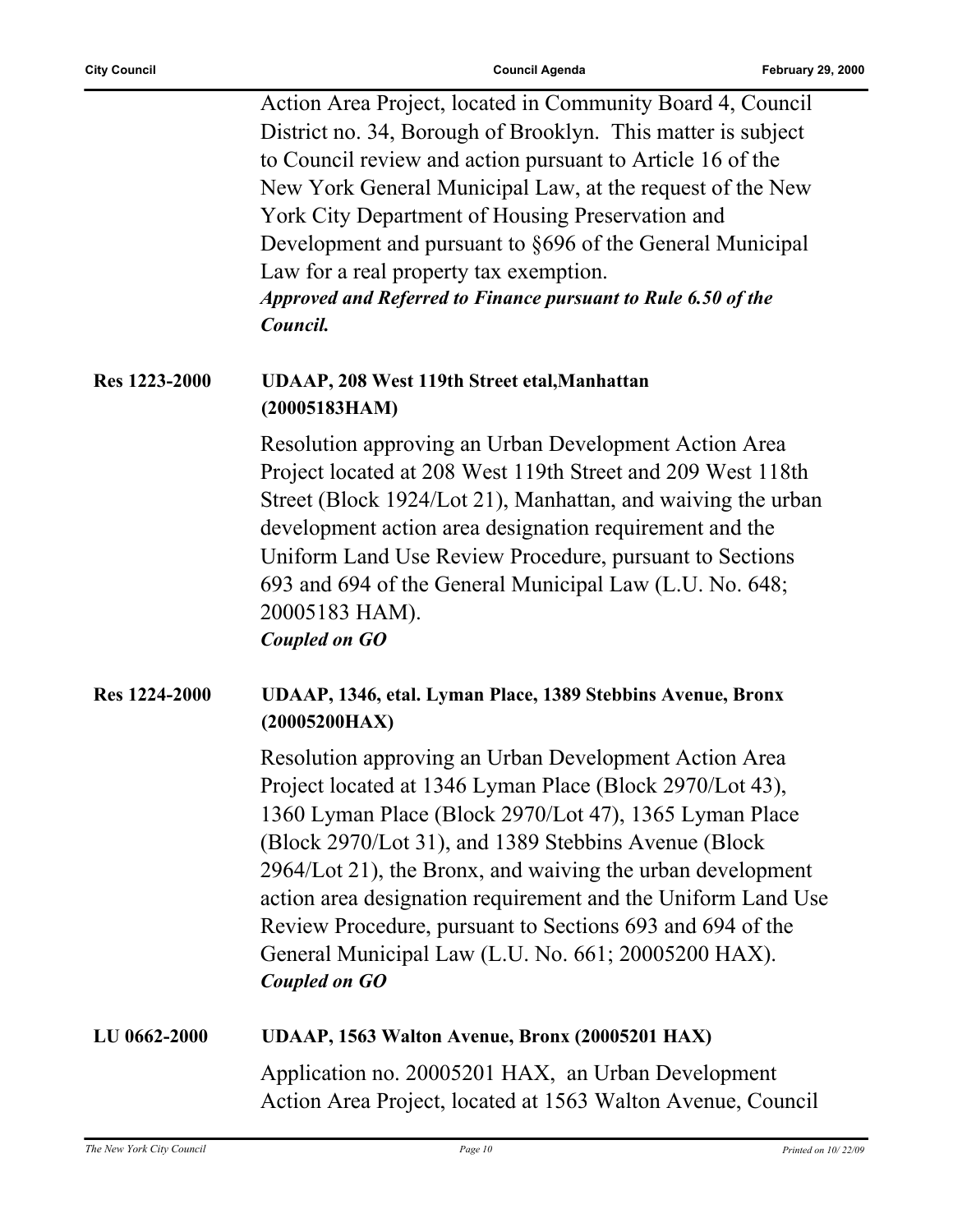Action Area Project, located in Community Board 4, Council District no. 34, Borough of Brooklyn. This matter is subject to Council review and action pursuant to Article 16 of the New York General Municipal Law, at the request of the New York City Department of Housing Preservation and Development and pursuant to §696 of the General Municipal Law for a real property tax exemption.

***Approved and Referred to Finance pursuant to Rule 6.50 of the Council.***

**Res 1223-2000** **UDAAP, 208 West 119th Street etal,Manhattan (20005183HAM)**

Resolution approving an Urban Development Action Area Project located at 208 West 119th Street and 209 West 118th Street (Block 1924/Lot 21), Manhattan, and waiving the urban development action area designation requirement and the Uniform Land Use Review Procedure, pursuant to Sections 693 and 694 of the General Municipal Law (L.U. No. 648; 20005183 HAM).

***Coupled on GO***

**Res 1224-2000** **UDAAP, 1346, etal. Lyman Place, 1389 Stebbins Avenue, Bronx (20005200HAX)**

Resolution approving an Urban Development Action Area Project located at 1346 Lyman Place (Block 2970/Lot 43), 1360 Lyman Place (Block 2970/Lot 47), 1365 Lyman Place (Block 2970/Lot 31), and 1389 Stebbins Avenue (Block 2964/Lot 21), the Bronx, and waiving the urban development action area designation requirement and the Uniform Land Use Review Procedure, pursuant to Sections 693 and 694 of the General Municipal Law (L.U. No. 661; 20005200 HAX).

***Coupled on GO***

**LU 0662-2000** **UDAAP, 1563 Walton Avenue, Bronx (20005201 HAX)**

Application no. 20005201 HAX, an Urban Development Action Area Project, located at 1563 Walton Avenue, Council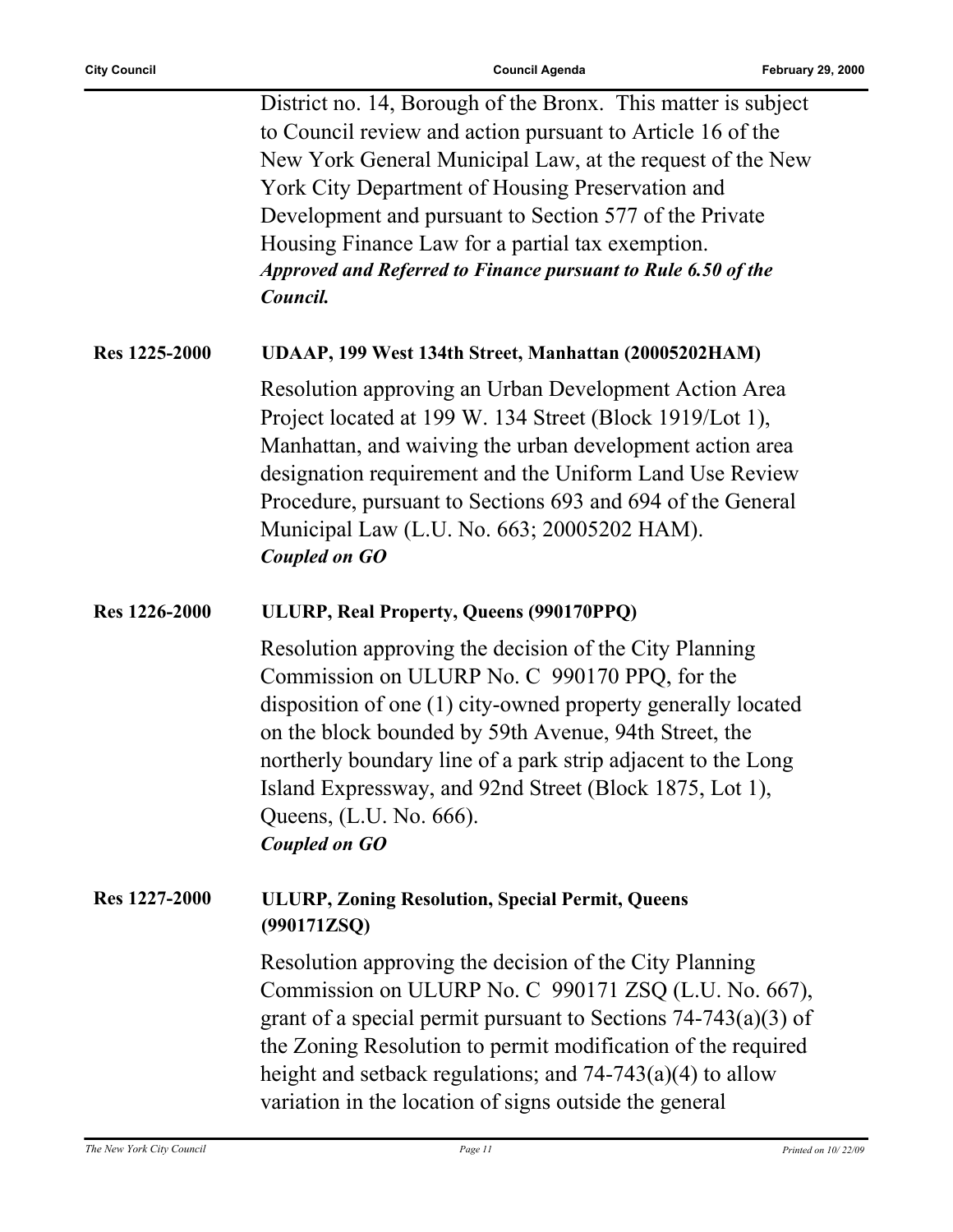District no. 14, Borough of the Bronx. This matter is subject to Council review and action pursuant to Article 16 of the New York General Municipal Law, at the request of the New York City Department of Housing Preservation and Development and pursuant to Section 577 of the Private Housing Finance Law for a partial tax exemption.

***Approved and Referred to Finance pursuant to Rule 6.50 of the Council.***

**Res 1225-2000** **UDAAP, 199 West 134th Street, Manhattan (20005202HAM)**

Resolution approving an Urban Development Action Area Project located at 199 W. 134 Street (Block 1919/Lot 1), Manhattan, and waiving the urban development action area designation requirement and the Uniform Land Use Review Procedure, pursuant to Sections 693 and 694 of the General Municipal Law (L.U. No. 663; 20005202 HAM).

***Coupled on GO***

**Res 1226-2000** **ULURP, Real Property, Queens (990170PPQ)**

Resolution approving the decision of the City Planning Commission on ULURP No. C 990170 PPQ, for the disposition of one (1) city-owned property generally located on the block bounded by 59th Avenue, 94th Street, the northerly boundary line of a park strip adjacent to the Long Island Expressway, and 92nd Street (Block 1875, Lot 1), Queens, (L.U. No. 666).

***Coupled on GO***

**Res 1227-2000** **ULURP, Zoning Resolution, Special Permit, Queens (990171ZSQ)**

Resolution approving the decision of the City Planning Commission on ULURP No. C 990171 ZSQ (L.U. No. 667), grant of a special permit pursuant to Sections 74-743(a)(3) of the Zoning Resolution to permit modification of the required height and setback regulations; and 74-743(a)(4) to allow variation in the location of signs outside the general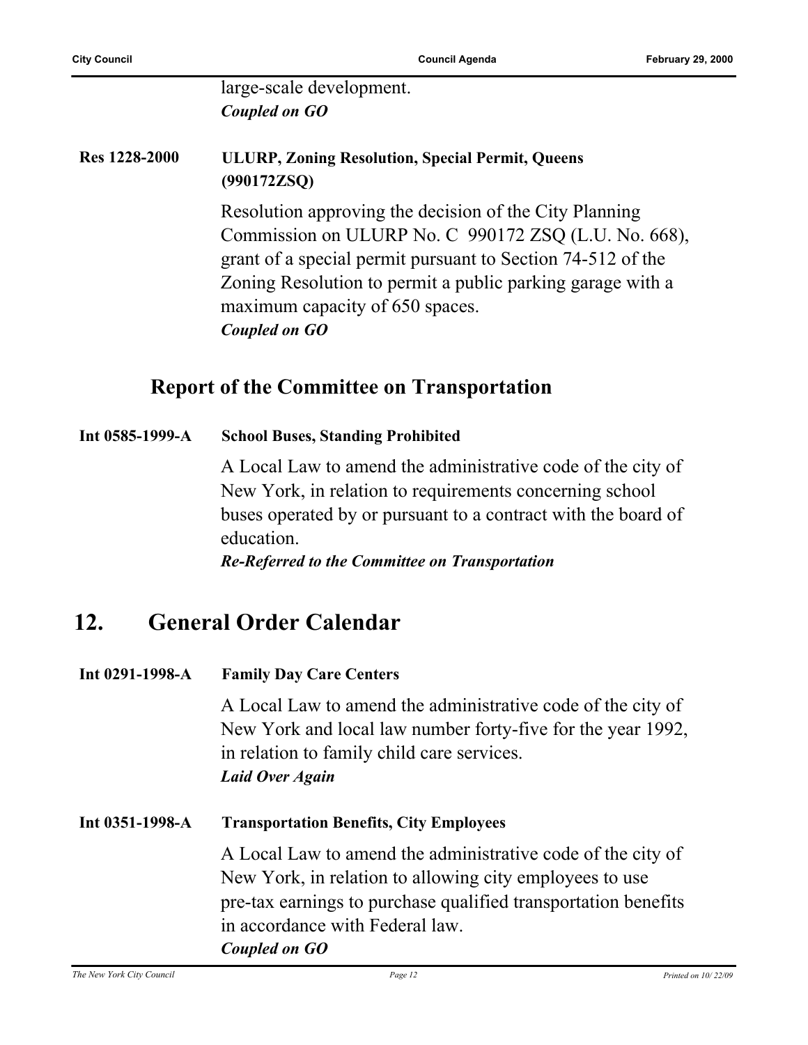large-scale development.
***Coupled on GO***

**Res 1228-2000** **ULURP, Zoning Resolution, Special Permit, Queens (990172ZSQ)**

Resolution approving the decision of the City Planning Commission on ULURP No. C 990172 ZSQ (L.U. No. 668), grant of a special permit pursuant to Section 74-512 of the Zoning Resolution to permit a public parking garage with a maximum capacity of 650 spaces.
***Coupled on GO***

## Report of the Committee on Transportation

**Int 0585-1999-A** **School Buses, Standing Prohibited**

A Local Law to amend the administrative code of the city of New York, in relation to requirements concerning school buses operated by or pursuant to a contract with the board of education.
***Re-Referred to the Committee on Transportation***

# 12. General Order Calendar

**Int 0291-1998-A** **Family Day Care Centers**

A Local Law to amend the administrative code of the city of New York and local law number forty-five for the year 1992, in relation to family child care services.
***Laid Over Again***

**Int 0351-1998-A** **Transportation Benefits, City Employees**

A Local Law to amend the administrative code of the city of New York, in relation to allowing city employees to use pre-tax earnings to purchase qualified transportation benefits in accordance with Federal law.
***Coupled on GO***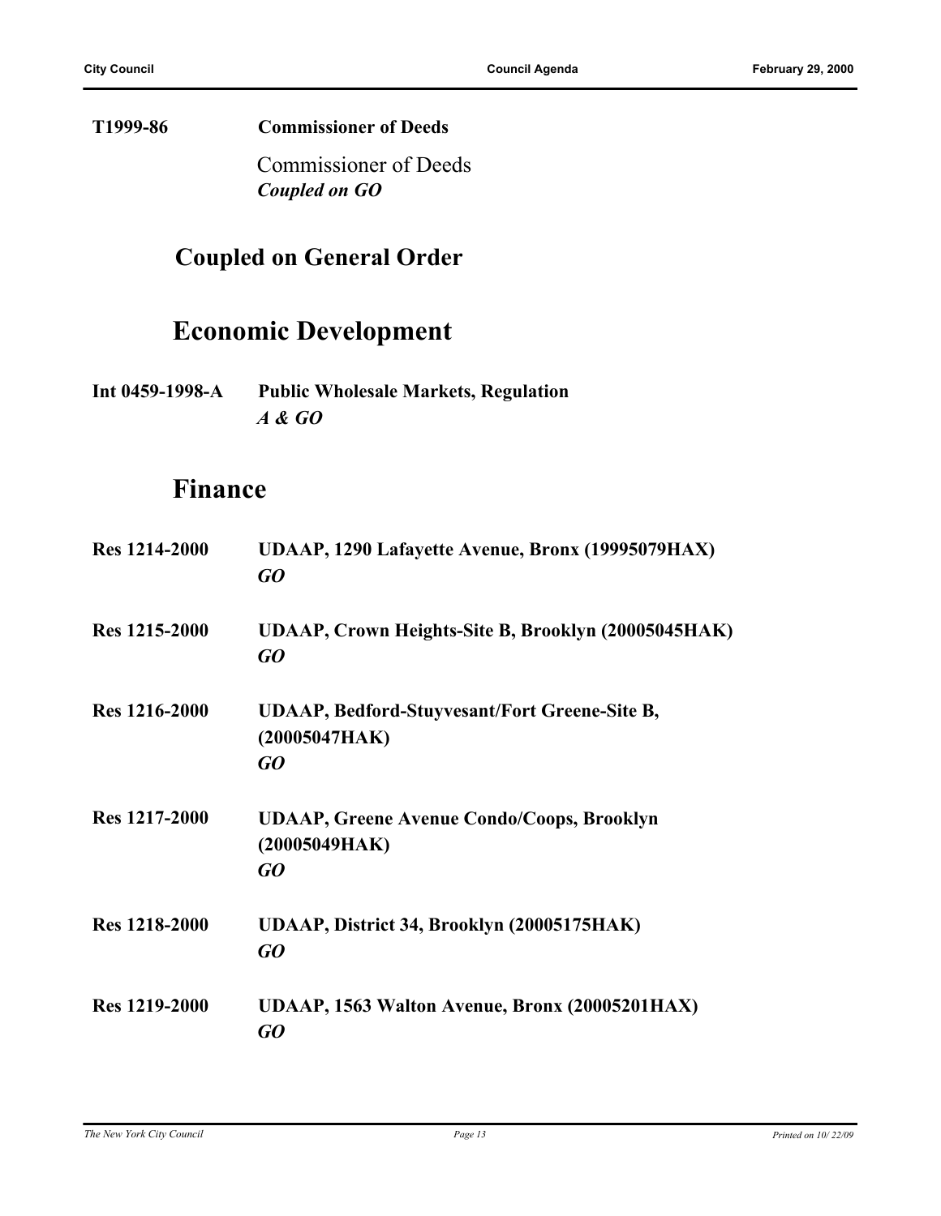**T1999-86** **Commissioner of Deeds**

Commissioner of Deeds
***Coupled on GO***

## Coupled on General Order

## Economic Development

**Int 0459-1998-A** **Public Wholesale Markets, Regulation**
***A & GO***

## Finance

**Res 1214-2000** **UDAAP, 1290 Lafayette Avenue, Bronx (19995079HAX)**
***GO***

**Res 1215-2000** **UDAAP, Crown Heights-Site B, Brooklyn (20005045HAK)**
***GO***

**Res 1216-2000** **UDAAP, Bedford-Stuyvesant/Fort Greene-Site B, (20005047HAK)**
***GO***

**Res 1217-2000** **UDAAP, Greene Avenue Condo/Coops, Brooklyn (20005049HAK)**
***GO***

**Res 1218-2000** **UDAAP, District 34, Brooklyn (20005175HAK)**
***GO***

**Res 1219-2000** **UDAAP, 1563 Walton Avenue, Bronx (20005201HAX)**
***GO***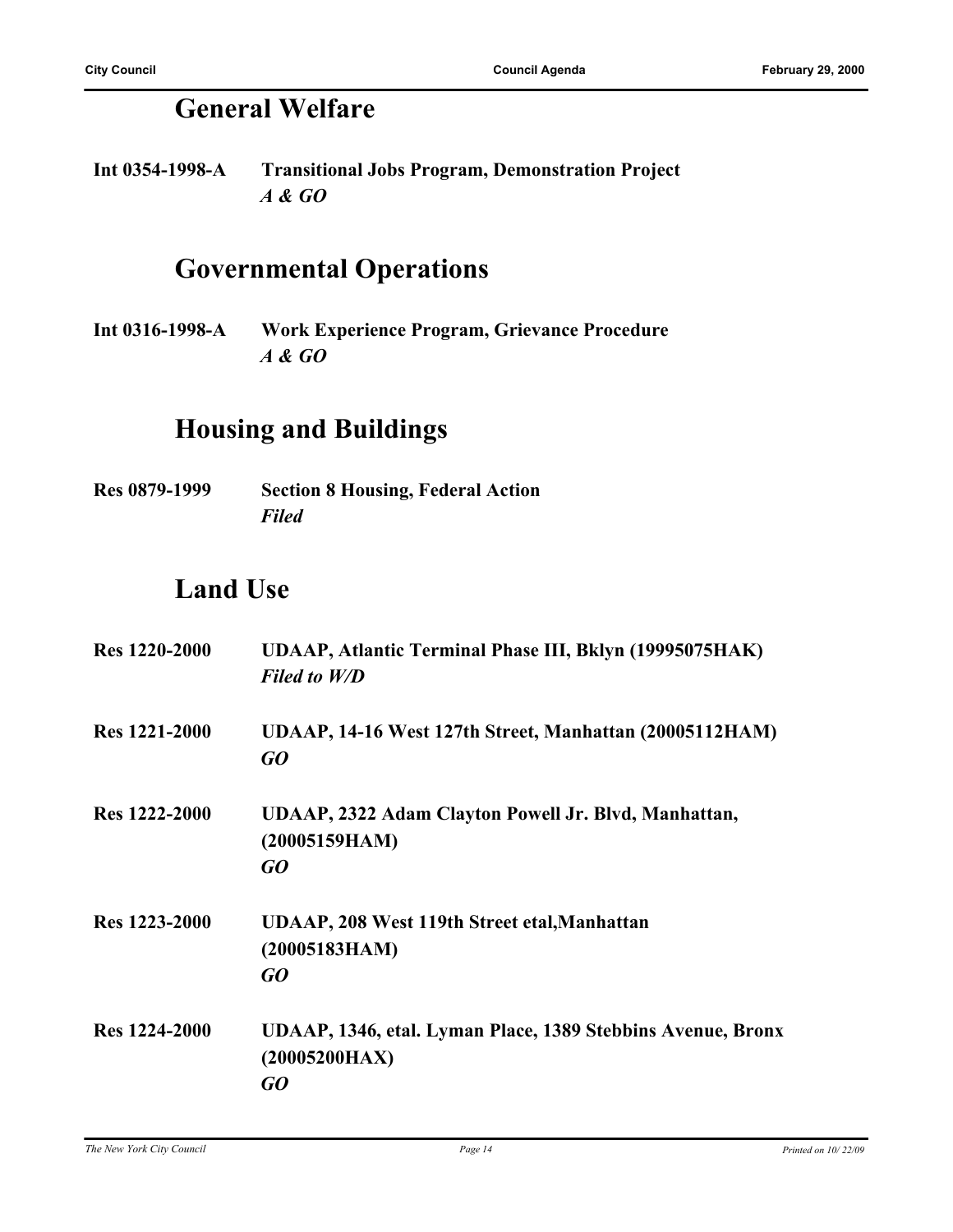## General Welfare

**Int 0354-1998-A** **Transitional Jobs Program, Demonstration Project**
***A & GO***

## Governmental Operations

**Int 0316-1998-A** **Work Experience Program, Grievance Procedure**
***A & GO***

## Housing and Buildings

**Res 0879-1999** **Section 8 Housing, Federal Action**
***Filed***

## Land Use

**Res 1220-2000** **UDAAP, Atlantic Terminal Phase III, Bklyn (19995075HAK)**
***Filed to W/D***

**Res 1221-2000** **UDAAP, 14-16 West 127th Street, Manhattan (20005112HAM)**
***GO***

**Res 1222-2000** **UDAAP, 2322 Adam Clayton Powell Jr. Blvd, Manhattan, (20005159HAM)**
***GO***

**Res 1223-2000** **UDAAP, 208 West 119th Street etal,Manhattan (20005183HAM)**
***GO***

**Res 1224-2000** **UDAAP, 1346, etal. Lyman Place, 1389 Stebbins Avenue, Bronx (20005200HAX)**
***GO***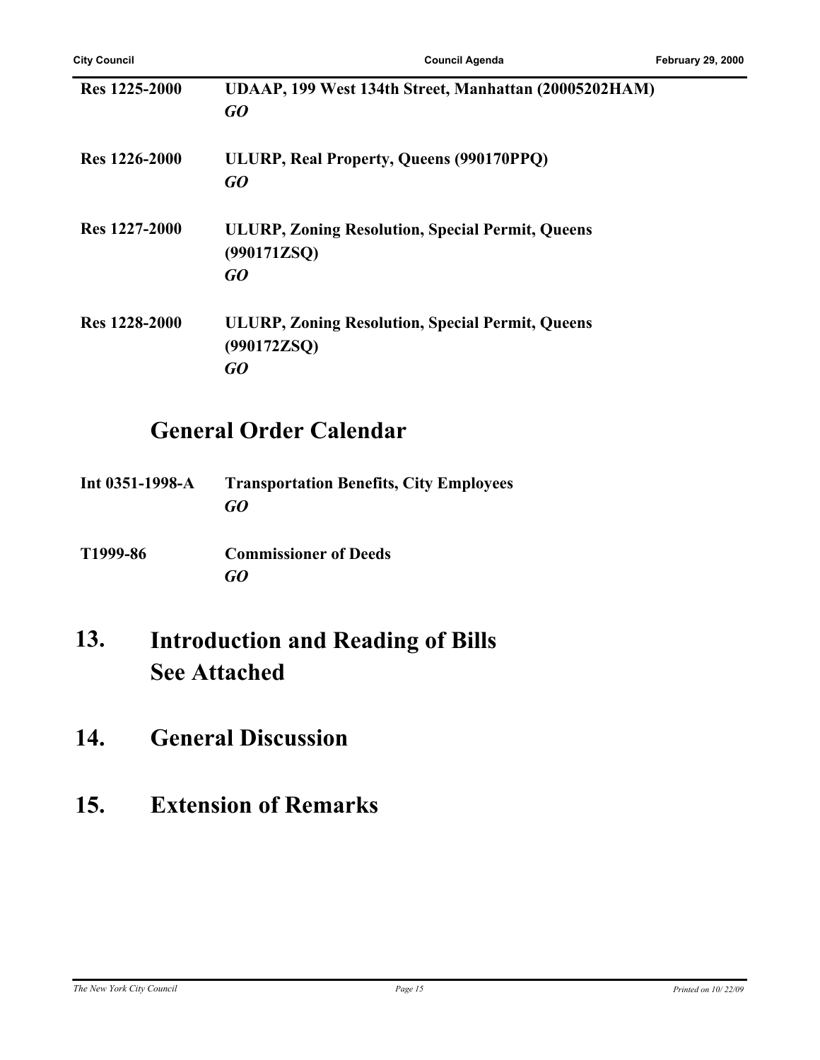**Res 1225-2000** **UDAAP, 199 West 134th Street, Manhattan (20005202HAM)**
***GO***

**Res 1226-2000** **ULURP, Real Property, Queens (990170PPQ)**
***GO***

**Res 1227-2000** **ULURP, Zoning Resolution, Special Permit, Queens (990171ZSQ)**
***GO***

**Res 1228-2000** **ULURP, Zoning Resolution, Special Permit, Queens (990172ZSQ)**
***GO***

## General Order Calendar

**Int 0351-1998-A** **Transportation Benefits, City Employees**
***GO***

**T1999-86** **Commissioner of Deeds**
***GO***

## 13. Introduction and Reading of Bills See Attached

## 14. General Discussion

## 15. Extension of Remarks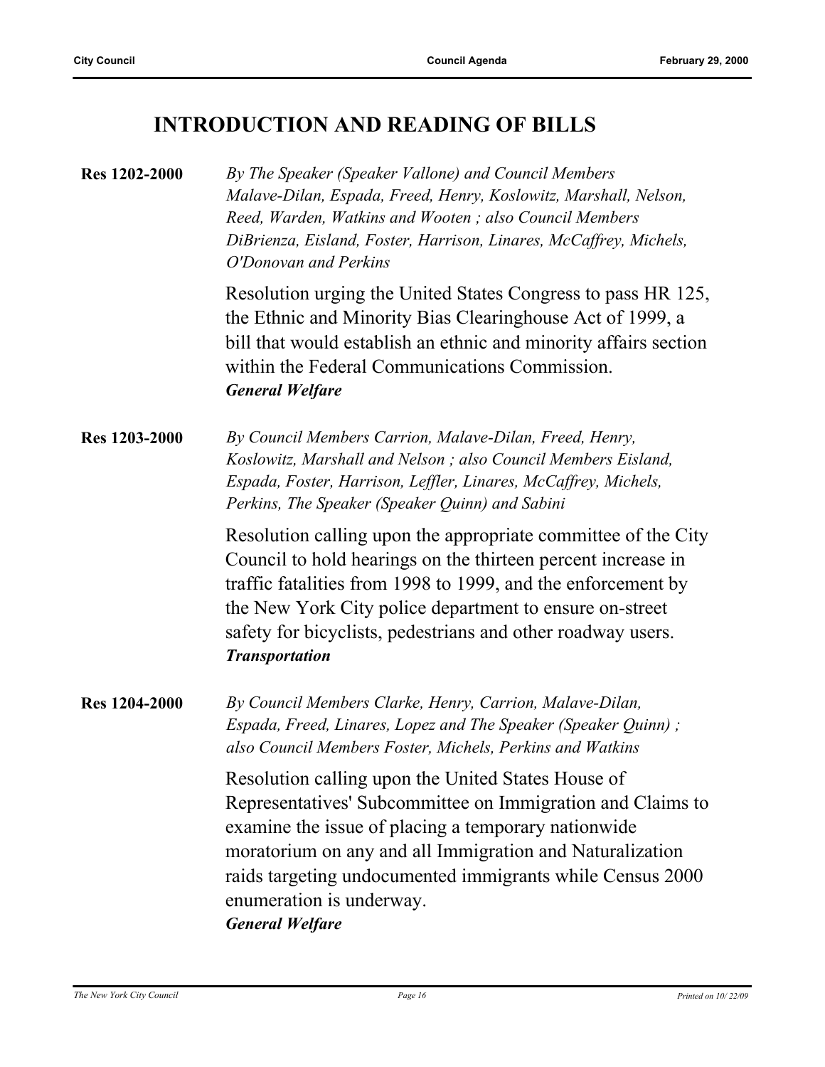## INTRODUCTION AND READING OF BILLS

**Res 1202-2000**

*By The Speaker (Speaker Vallone) and Council Members Malave-Dilan, Espada, Freed, Henry, Koslowitz, Marshall, Nelson, Reed, Warden, Watkins and Wooten ; also Council Members DiBrienza, Eisland, Foster, Harrison, Linares, McCaffrey, Michels, O'Donovan and Perkins*

Resolution urging the United States Congress to pass HR 125, the Ethnic and Minority Bias Clearinghouse Act of 1999, a bill that would establish an ethnic and minority affairs section within the Federal Communications Commission.

***General Welfare***

**Res 1203-2000**

*By Council Members Carrion, Malave-Dilan, Freed, Henry, Koslowitz, Marshall and Nelson ; also Council Members Eisland, Espada, Foster, Harrison, Leffler, Linares, McCaffrey, Michels, Perkins, The Speaker (Speaker Quinn) and Sabini*

Resolution calling upon the appropriate committee of the City Council to hold hearings on the thirteen percent increase in traffic fatalities from 1998 to 1999, and the enforcement by the New York City police department to ensure on-street safety for bicyclists, pedestrians and other roadway users.

***Transportation***

**Res 1204-2000**

*By Council Members Clarke, Henry, Carrion, Malave-Dilan, Espada, Freed, Linares, Lopez and The Speaker (Speaker Quinn) ; also Council Members Foster, Michels, Perkins and Watkins*

Resolution calling upon the United States House of Representatives' Subcommittee on Immigration and Claims to examine the issue of placing a temporary nationwide moratorium on any and all Immigration and Naturalization raids targeting undocumented immigrants while Census 2000 enumeration is underway.

***General Welfare***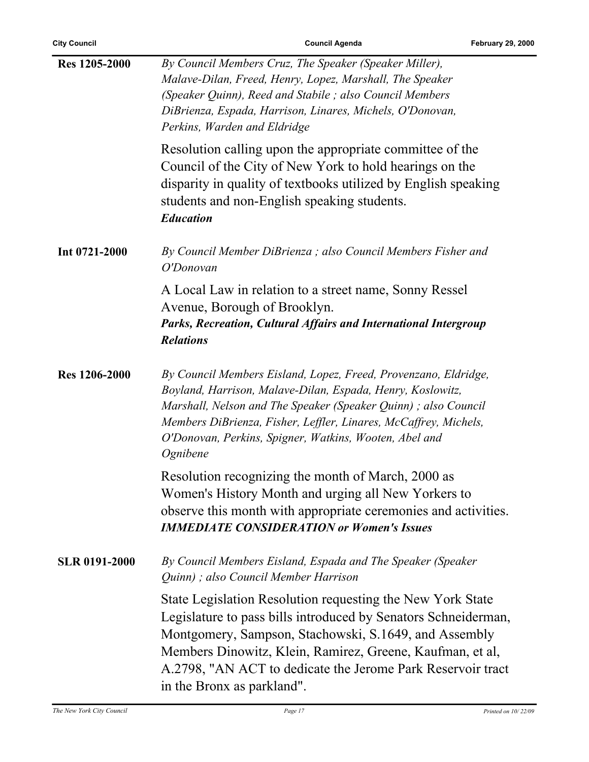**Res 1205-2000**

*By Council Members Cruz, The Speaker (Speaker Miller), Malave-Dilan, Freed, Henry, Lopez, Marshall, The Speaker (Speaker Quinn), Reed and Stabile ; also Council Members DiBrienza, Espada, Harrison, Linares, Michels, O'Donovan, Perkins, Warden and Eldridge*

Resolution calling upon the appropriate committee of the Council of the City of New York to hold hearings on the disparity in quality of textbooks utilized by English speaking students and non-English speaking students.

***Education***

**Int 0721-2000**

*By Council Member DiBrienza ; also Council Members Fisher and O'Donovan*

A Local Law in relation to a street name, Sonny Ressel Avenue, Borough of Brooklyn.

***Parks, Recreation, Cultural Affairs and International Intergroup Relations***

**Res 1206-2000**

*By Council Members Eisland, Lopez, Freed, Provenzano, Eldridge, Boyland, Harrison, Malave-Dilan, Espada, Henry, Koslowitz, Marshall, Nelson and The Speaker (Speaker Quinn) ; also Council Members DiBrienza, Fisher, Leffler, Linares, McCaffrey, Michels, O'Donovan, Perkins, Spigner, Watkins, Wooten, Abel and Ognibene*

Resolution recognizing the month of March, 2000 as Women's History Month and urging all New Yorkers to observe this month with appropriate ceremonies and activities.

***IMMEDIATE CONSIDERATION or Women's Issues***

**SLR 0191-2000**

*By Council Members Eisland, Espada and The Speaker (Speaker Quinn) ; also Council Member Harrison*

State Legislation Resolution requesting the New York State Legislature to pass bills introduced by Senators Schneiderman, Montgomery, Sampson, Stachowski, S.1649, and Assembly Members Dinowitz, Klein, Ramirez, Greene, Kaufman, et al, A.2798, "AN ACT to dedicate the Jerome Park Reservoir tract in the Bronx as parkland".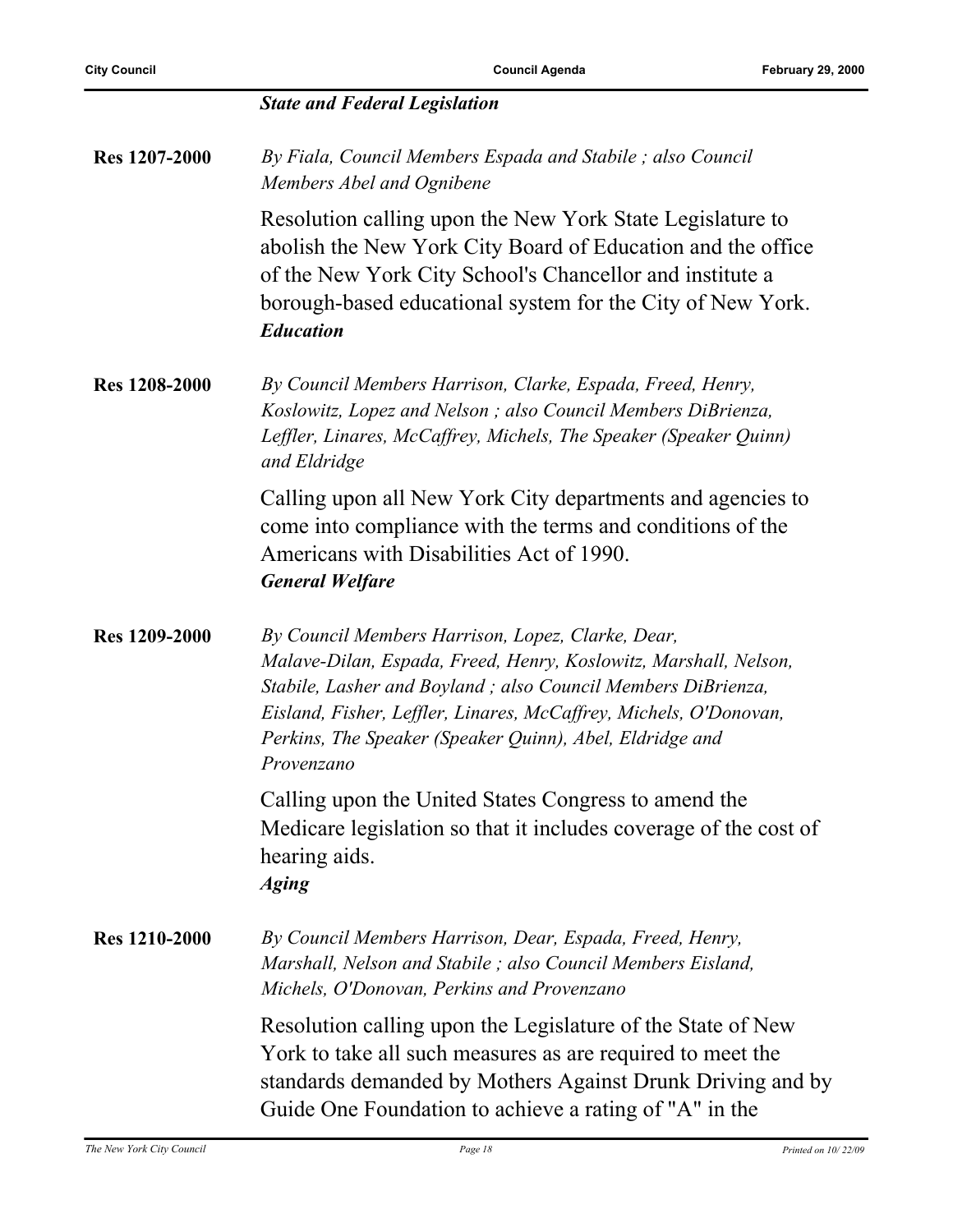***State and Federal Legislation***

**Res 1207-2000**

*By Fiala, Council Members Espada and Stabile ; also Council Members Abel and Ognibene*

Resolution calling upon the New York State Legislature to abolish the New York City Board of Education and the office of the New York City School's Chancellor and institute a borough-based educational system for the City of New York.
***Education***

**Res 1208-2000**

*By Council Members Harrison, Clarke, Espada, Freed, Henry, Koslowitz, Lopez and Nelson ; also Council Members DiBrienza, Leffler, Linares, McCaffrey, Michels, The Speaker (Speaker Quinn) and Eldridge*

Calling upon all New York City departments and agencies to come into compliance with the terms and conditions of the Americans with Disabilities Act of 1990.
***General Welfare***

**Res 1209-2000**

*By Council Members Harrison, Lopez, Clarke, Dear, Malave-Dilan, Espada, Freed, Henry, Koslowitz, Marshall, Nelson, Stabile, Lasher and Boyland ; also Council Members DiBrienza, Eisland, Fisher, Leffler, Linares, McCaffrey, Michels, O'Donovan, Perkins, The Speaker (Speaker Quinn), Abel, Eldridge and Provenzano*

Calling upon the United States Congress to amend the Medicare legislation so that it includes coverage of the cost of hearing aids.
***Aging***

**Res 1210-2000**

*By Council Members Harrison, Dear, Espada, Freed, Henry, Marshall, Nelson and Stabile ; also Council Members Eisland, Michels, O'Donovan, Perkins and Provenzano*

Resolution calling upon the Legislature of the State of New York to take all such measures as are required to meet the standards demanded by Mothers Against Drunk Driving and by Guide One Foundation to achieve a rating of "A" in the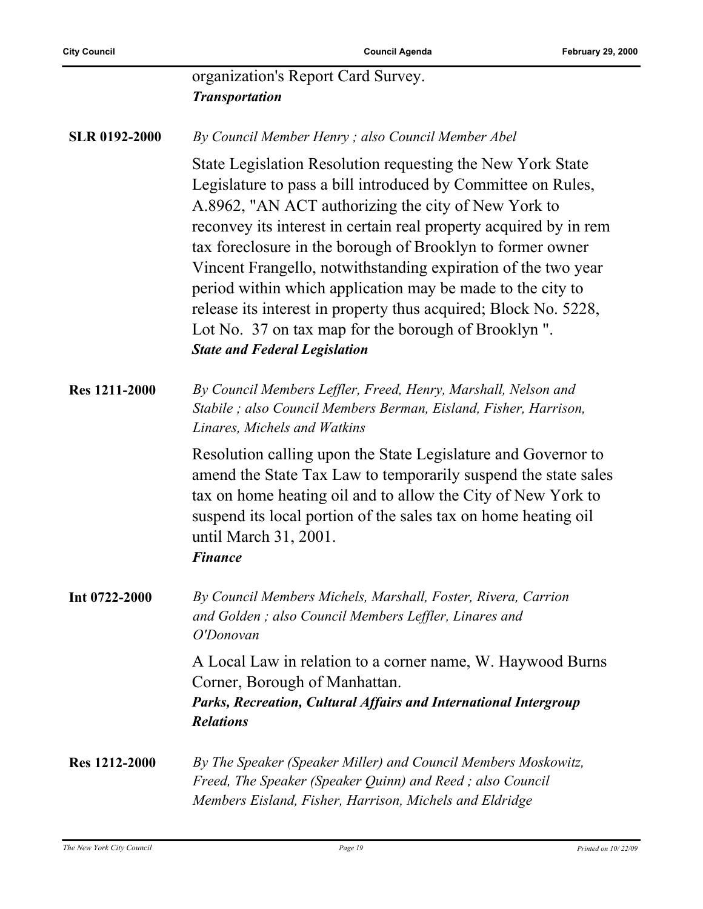organization's Report Card Survey.
***Transportation***

**SLR 0192-2000**

*By Council Member Henry ; also Council Member Abel*

State Legislation Resolution requesting the New York State Legislature to pass a bill introduced by Committee on Rules, A.8962, "AN ACT authorizing the city of New York to reconvey its interest in certain real property acquired by in rem tax foreclosure in the borough of Brooklyn to former owner Vincent Frangello, notwithstanding expiration of the two year period within which application may be made to the city to release its interest in property thus acquired; Block No. 5228, Lot No. 37 on tax map for the borough of Brooklyn ".
***State and Federal Legislation***

**Res 1211-2000**

*By Council Members Leffler, Freed, Henry, Marshall, Nelson and Stabile ; also Council Members Berman, Eisland, Fisher, Harrison, Linares, Michels and Watkins*

Resolution calling upon the State Legislature and Governor to amend the State Tax Law to temporarily suspend the state sales tax on home heating oil and to allow the City of New York to suspend its local portion of the sales tax on home heating oil until March 31, 2001.
***Finance***

**Int 0722-2000**

*By Council Members Michels, Marshall, Foster, Rivera, Carrion and Golden ; also Council Members Leffler, Linares and O'Donovan*

A Local Law in relation to a corner name, W. Haywood Burns Corner, Borough of Manhattan.
***Parks, Recreation, Cultural Affairs and International Intergroup Relations***

**Res 1212-2000**

*By The Speaker (Speaker Miller) and Council Members Moskowitz, Freed, The Speaker (Speaker Quinn) and Reed ; also Council Members Eisland, Fisher, Harrison, Michels and Eldridge*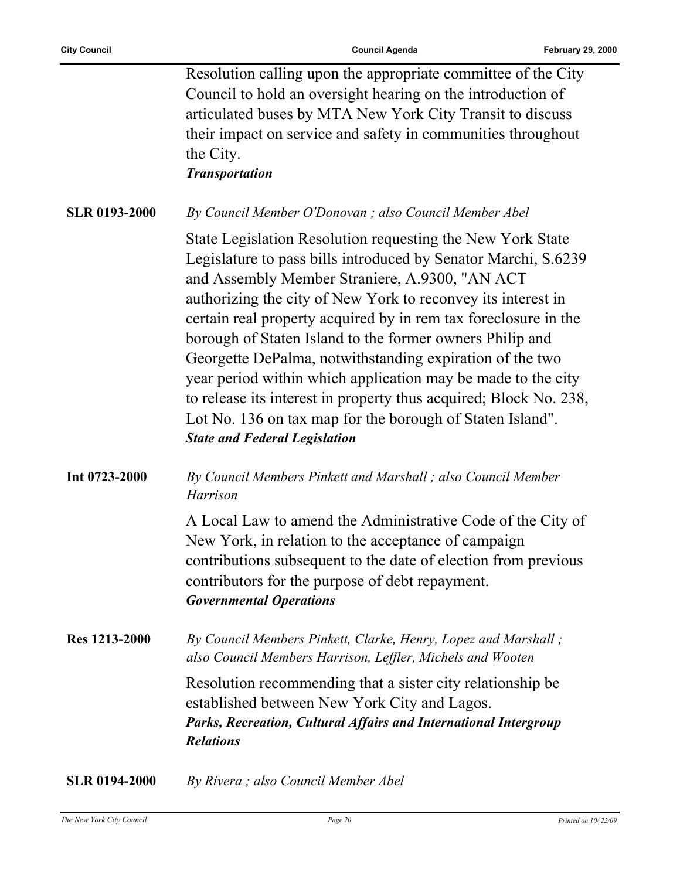Resolution calling upon the appropriate committee of the City Council to hold an oversight hearing on the introduction of articulated buses by MTA New York City Transit to discuss their impact on service and safety in communities throughout the City.
***Transportation***

**SLR 0193-2000** *By Council Member O'Donovan ; also Council Member Abel*

State Legislation Resolution requesting the New York State Legislature to pass bills introduced by Senator Marchi, S.6239 and Assembly Member Straniere, A.9300, "AN ACT authorizing the city of New York to reconvey its interest in certain real property acquired by in rem tax foreclosure in the borough of Staten Island to the former owners Philip and Georgette DePalma, notwithstanding expiration of the two year period within which application may be made to the city to release its interest in property thus acquired; Block No. 238, Lot No. 136 on tax map for the borough of Staten Island".
***State and Federal Legislation***

**Int 0723-2000** *By Council Members Pinkett and Marshall ; also Council Member Harrison*

A Local Law to amend the Administrative Code of the City of New York, in relation to the acceptance of campaign contributions subsequent to the date of election from previous contributors for the purpose of debt repayment.
***Governmental Operations***

**Res 1213-2000** *By Council Members Pinkett, Clarke, Henry, Lopez and Marshall ; also Council Members Harrison, Leffler, Michels and Wooten*

Resolution recommending that a sister city relationship be established between New York City and Lagos.
***Parks, Recreation, Cultural Affairs and International Intergroup Relations***

**SLR 0194-2000** *By Rivera ; also Council Member Abel*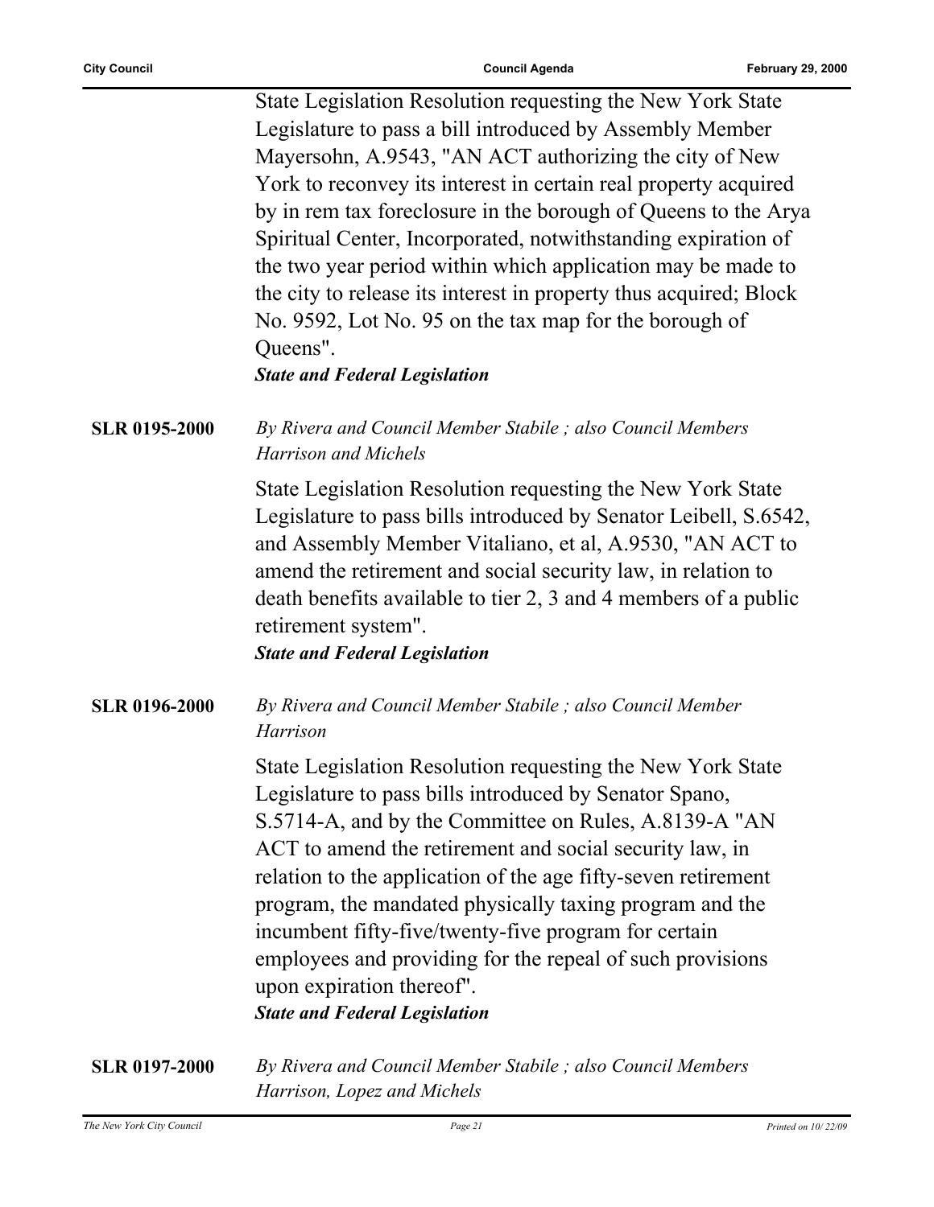State Legislation Resolution requesting the New York State Legislature to pass a bill introduced by Assembly Member Mayersohn, A.9543, "AN ACT authorizing the city of New York to reconvey its interest in certain real property acquired by in rem tax foreclosure in the borough of Queens to the Arya Spiritual Center, Incorporated, notwithstanding expiration of the two year period within which application may be made to the city to release its interest in property thus acquired; Block No. 9592, Lot No. 95 on the tax map for the borough of Queens".

***State and Federal Legislation***

**SLR 0195-2000** *By Rivera and Council Member Stabile ; also Council Members Harrison and Michels*

State Legislation Resolution requesting the New York State Legislature to pass bills introduced by Senator Leibell, S.6542, and Assembly Member Vitaliano, et al, A.9530, "AN ACT to amend the retirement and social security law, in relation to death benefits available to tier 2, 3 and 4 members of a public retirement system".

***State and Federal Legislation***

**SLR 0196-2000** *By Rivera and Council Member Stabile ; also Council Member Harrison*

State Legislation Resolution requesting the New York State Legislature to pass bills introduced by Senator Spano, S.5714-A, and by the Committee on Rules, A.8139-A "AN ACT to amend the retirement and social security law, in relation to the application of the age fifty-seven retirement program, the mandated physically taxing program and the incumbent fifty-five/twenty-five program for certain employees and providing for the repeal of such provisions upon expiration thereof".

***State and Federal Legislation***

**SLR 0197-2000** *By Rivera and Council Member Stabile ; also Council Members Harrison, Lopez and Michels*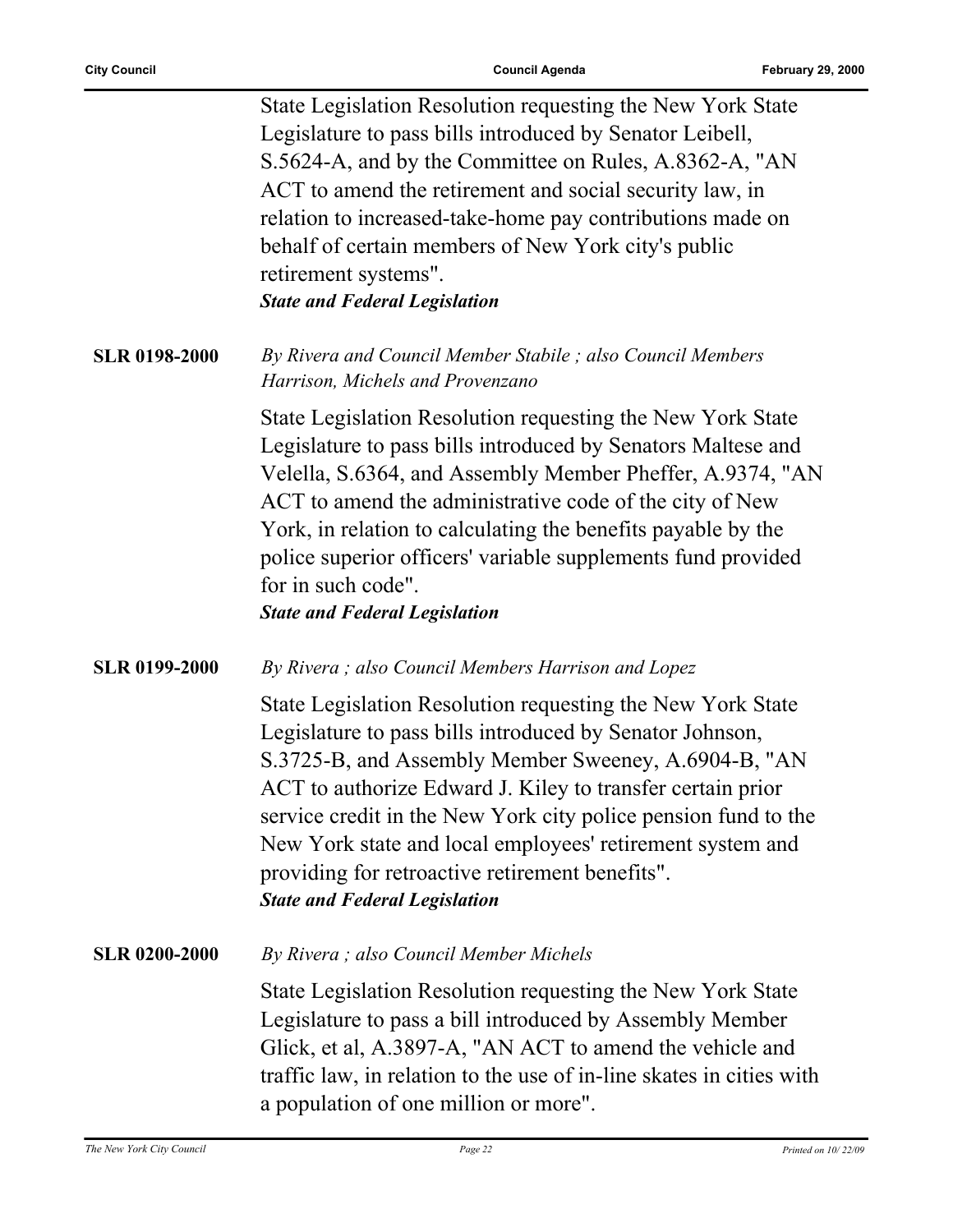State Legislation Resolution requesting the New York State Legislature to pass bills introduced by Senator Leibell, S.5624-A, and by the Committee on Rules, A.8362-A, "AN ACT to amend the retirement and social security law, in relation to increased-take-home pay contributions made on behalf of certain members of New York city's public retirement systems".

***State and Federal Legislation***

**SLR 0198-2000** *By Rivera and Council Member Stabile ; also Council Members Harrison, Michels and Provenzano*

State Legislation Resolution requesting the New York State Legislature to pass bills introduced by Senators Maltese and Velella, S.6364, and Assembly Member Pheffer, A.9374, "AN ACT to amend the administrative code of the city of New York, in relation to calculating the benefits payable by the police superior officers' variable supplements fund provided for in such code".

***State and Federal Legislation***

**SLR 0199-2000** *By Rivera ; also Council Members Harrison and Lopez*

State Legislation Resolution requesting the New York State Legislature to pass bills introduced by Senator Johnson, S.3725-B, and Assembly Member Sweeney, A.6904-B, "AN ACT to authorize Edward J. Kiley to transfer certain prior service credit in the New York city police pension fund to the New York state and local employees' retirement system and providing for retroactive retirement benefits".

***State and Federal Legislation***

**SLR 0200-2000** *By Rivera ; also Council Member Michels*

State Legislation Resolution requesting the New York State Legislature to pass a bill introduced by Assembly Member Glick, et al, A.3897-A, "AN ACT to amend the vehicle and traffic law, in relation to the use of in-line skates in cities with a population of one million or more".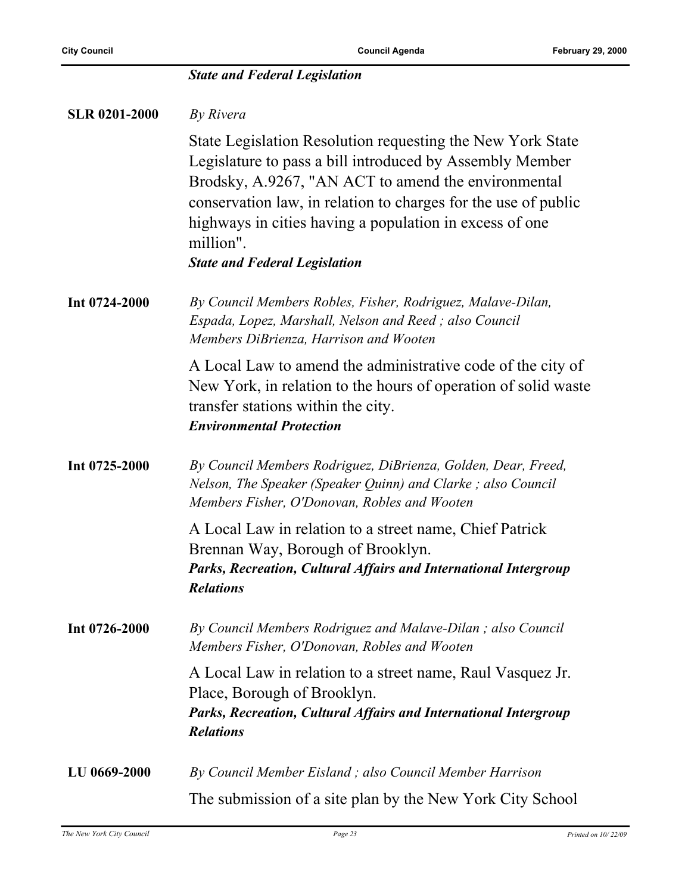***State and Federal Legislation***

**SLR 0201-2000** *By Rivera*

State Legislation Resolution requesting the New York State Legislature to pass a bill introduced by Assembly Member Brodsky, A.9267, "AN ACT to amend the environmental conservation law, in relation to charges for the use of public highways in cities having a population in excess of one million".

***State and Federal Legislation***

**Int 0724-2000** *By Council Members Robles, Fisher, Rodriguez, Malave-Dilan, Espada, Lopez, Marshall, Nelson and Reed ; also Council Members DiBrienza, Harrison and Wooten*

A Local Law to amend the administrative code of the city of New York, in relation to the hours of operation of solid waste transfer stations within the city.

***Environmental Protection***

**Int 0725-2000** *By Council Members Rodriguez, DiBrienza, Golden, Dear, Freed, Nelson, The Speaker (Speaker Quinn) and Clarke ; also Council Members Fisher, O'Donovan, Robles and Wooten*

A Local Law in relation to a street name, Chief Patrick Brennan Way, Borough of Brooklyn.

***Parks, Recreation, Cultural Affairs and International Intergroup Relations***

**Int 0726-2000** *By Council Members Rodriguez and Malave-Dilan ; also Council Members Fisher, O'Donovan, Robles and Wooten*

A Local Law in relation to a street name, Raul Vasquez Jr. Place, Borough of Brooklyn.

***Parks, Recreation, Cultural Affairs and International Intergroup Relations***

**LU 0669-2000** *By Council Member Eisland ; also Council Member Harrison*

The submission of a site plan by the New York City School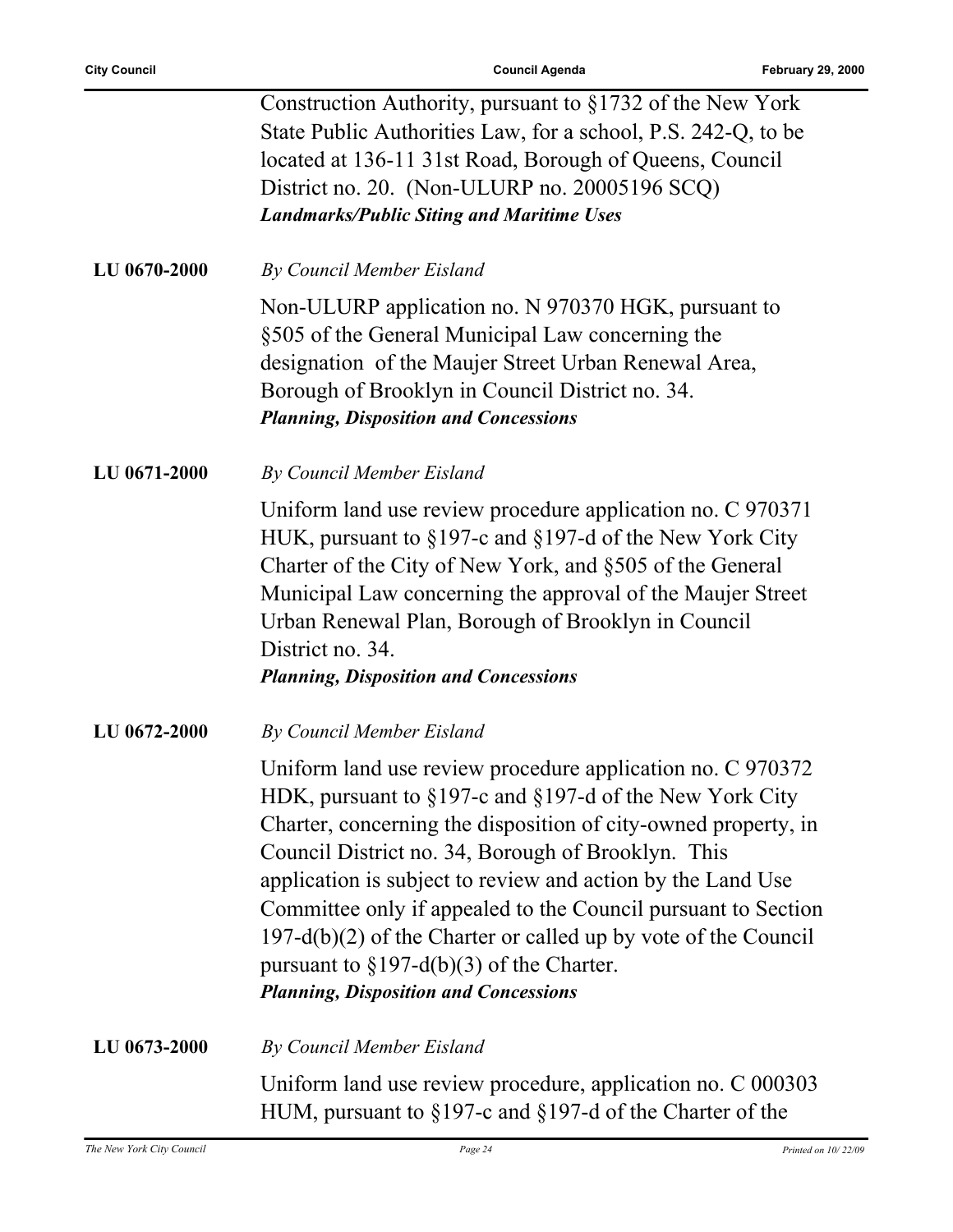Construction Authority, pursuant to §1732 of the New York State Public Authorities Law, for a school, P.S. 242-Q, to be located at 136-11 31st Road, Borough of Queens, Council District no. 20. (Non-ULURP no. 20005196 SCQ)
***Landmarks/Public Siting and Maritime Uses***

**LU 0670-2000** *By Council Member Eisland*

Non-ULURP application no. N 970370 HGK, pursuant to §505 of the General Municipal Law concerning the designation of the Maujer Street Urban Renewal Area, Borough of Brooklyn in Council District no. 34.
***Planning, Disposition and Concessions***

**LU 0671-2000** *By Council Member Eisland*

Uniform land use review procedure application no. C 970371 HUK, pursuant to §197-c and §197-d of the New York City Charter of the City of New York, and §505 of the General Municipal Law concerning the approval of the Maujer Street Urban Renewal Plan, Borough of Brooklyn in Council District no. 34.
***Planning, Disposition and Concessions***

**LU 0672-2000** *By Council Member Eisland*

Uniform land use review procedure application no. C 970372 HDK, pursuant to §197-c and §197-d of the New York City Charter, concerning the disposition of city-owned property, in Council District no. 34, Borough of Brooklyn. This application is subject to review and action by the Land Use Committee only if appealed to the Council pursuant to Section 197-d(b)(2) of the Charter or called up by vote of the Council pursuant to §197-d(b)(3) of the Charter.
***Planning, Disposition and Concessions***

**LU 0673-2000** *By Council Member Eisland*

Uniform land use review procedure, application no. C 000303 HUM, pursuant to §197-c and §197-d of the Charter of the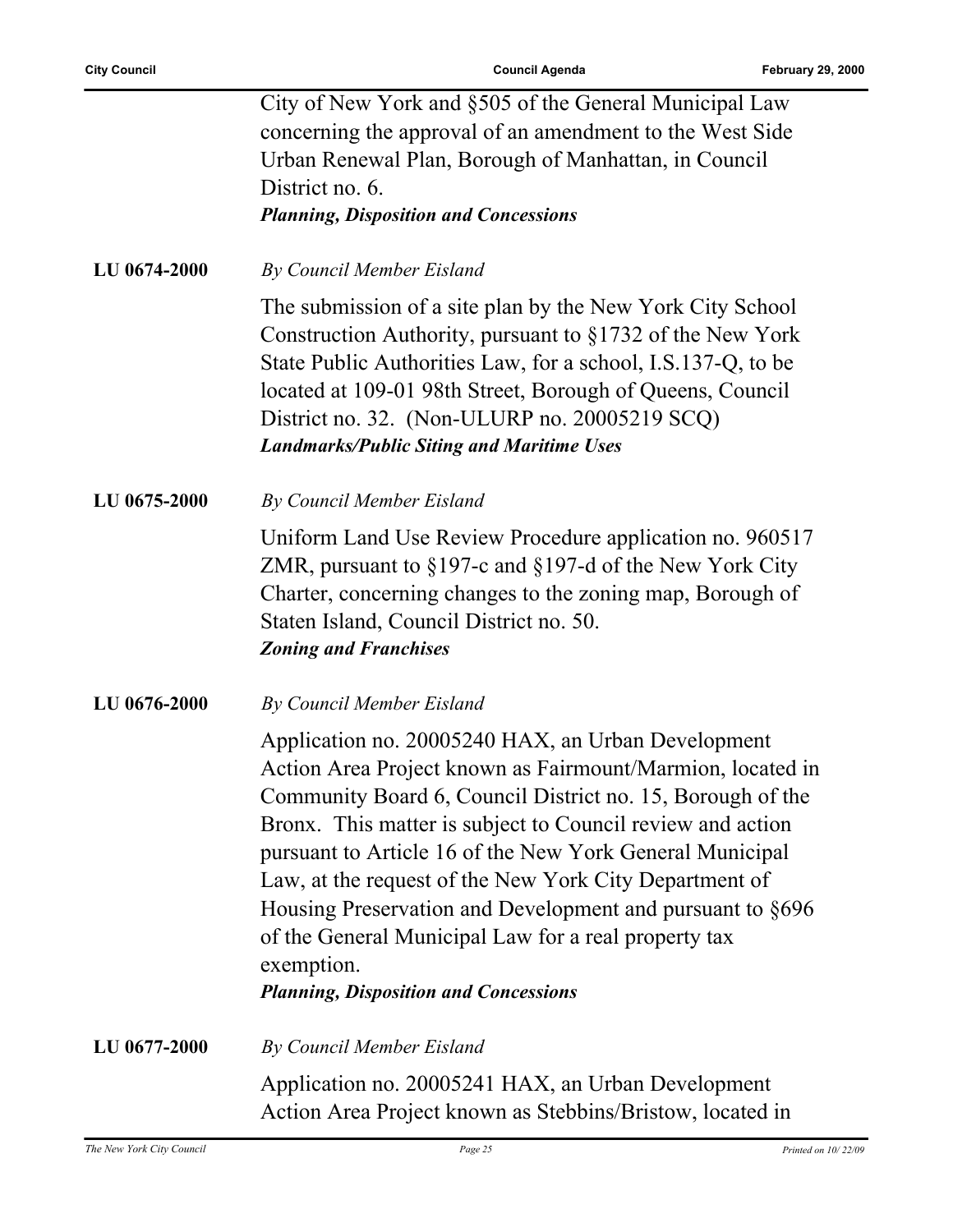City of New York and §505 of the General Municipal Law concerning the approval of an amendment to the West Side Urban Renewal Plan, Borough of Manhattan, in Council District no. 6.
***Planning, Disposition and Concessions***

**LU 0674-2000** *By Council Member Eisland*

The submission of a site plan by the New York City School Construction Authority, pursuant to §1732 of the New York State Public Authorities Law, for a school, I.S.137-Q, to be located at 109-01 98th Street, Borough of Queens, Council District no. 32. (Non-ULURP no. 20005219 SCQ)
***Landmarks/Public Siting and Maritime Uses***

**LU 0675-2000** *By Council Member Eisland*

Uniform Land Use Review Procedure application no. 960517 ZMR, pursuant to §197-c and §197-d of the New York City Charter, concerning changes to the zoning map, Borough of Staten Island, Council District no. 50.
***Zoning and Franchises***

**LU 0676-2000** *By Council Member Eisland*

Application no. 20005240 HAX, an Urban Development Action Area Project known as Fairmount/Marmion, located in Community Board 6, Council District no. 15, Borough of the Bronx. This matter is subject to Council review and action pursuant to Article 16 of the New York General Municipal Law, at the request of the New York City Department of Housing Preservation and Development and pursuant to §696 of the General Municipal Law for a real property tax exemption.
***Planning, Disposition and Concessions***

**LU 0677-2000** *By Council Member Eisland*

Application no. 20005241 HAX, an Urban Development Action Area Project known as Stebbins/Bristow, located in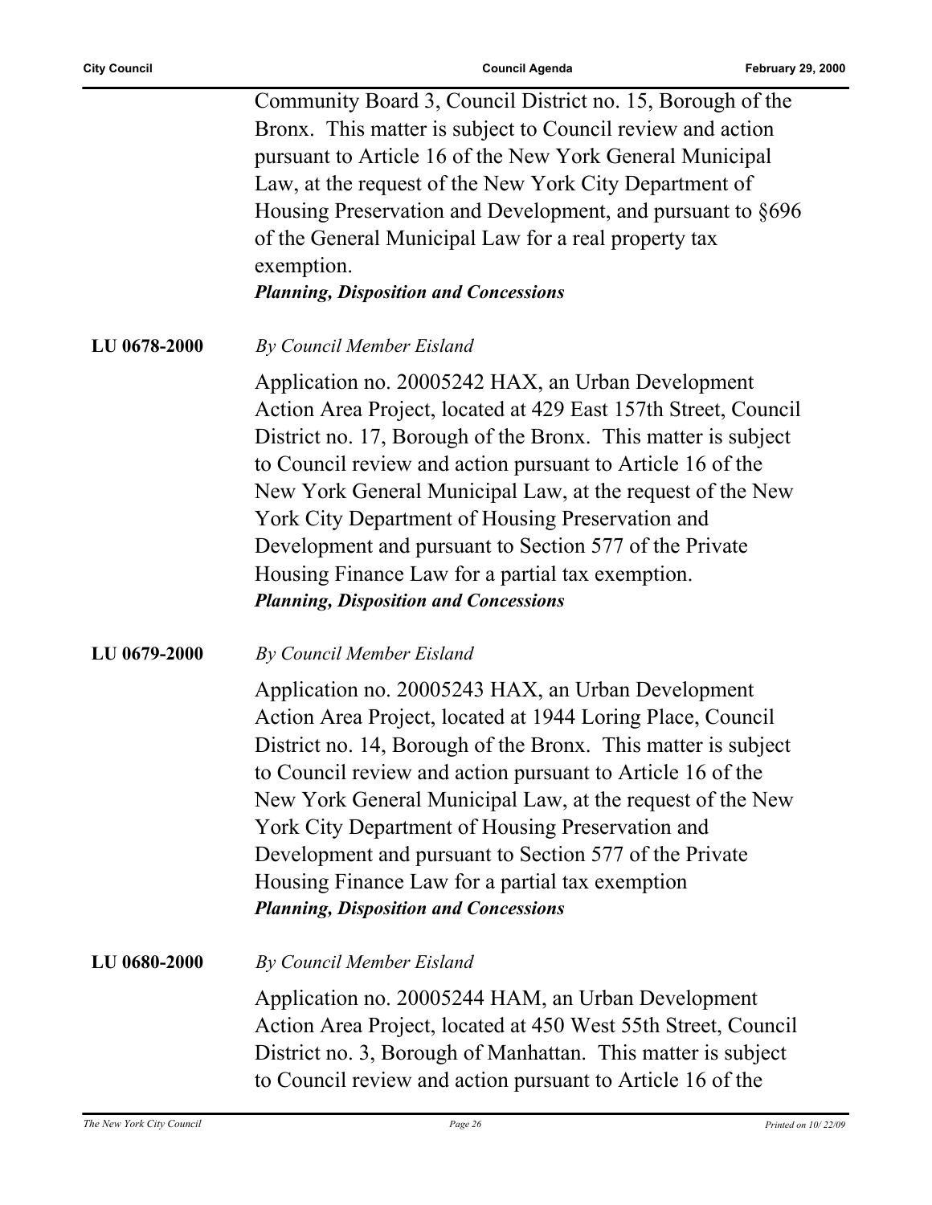Community Board 3, Council District no. 15, Borough of the Bronx. This matter is subject to Council review and action pursuant to Article 16 of the New York General Municipal Law, at the request of the New York City Department of Housing Preservation and Development, and pursuant to §696 of the General Municipal Law for a real property tax exemption.

***Planning, Disposition and Concessions***

**LU 0678-2000** *By Council Member Eisland*

Application no. 20005242 HAX, an Urban Development Action Area Project, located at 429 East 157th Street, Council District no. 17, Borough of the Bronx. This matter is subject to Council review and action pursuant to Article 16 of the New York General Municipal Law, at the request of the New York City Department of Housing Preservation and Development and pursuant to Section 577 of the Private Housing Finance Law for a partial tax exemption.

***Planning, Disposition and Concessions***

**LU 0679-2000** *By Council Member Eisland*

Application no. 20005243 HAX, an Urban Development Action Area Project, located at 1944 Loring Place, Council District no. 14, Borough of the Bronx. This matter is subject to Council review and action pursuant to Article 16 of the New York General Municipal Law, at the request of the New York City Department of Housing Preservation and Development and pursuant to Section 577 of the Private Housing Finance Law for a partial tax exemption

***Planning, Disposition and Concessions***

**LU 0680-2000** *By Council Member Eisland*

Application no. 20005244 HAM, an Urban Development Action Area Project, located at 450 West 55th Street, Council District no. 3, Borough of Manhattan. This matter is subject to Council review and action pursuant to Article 16 of the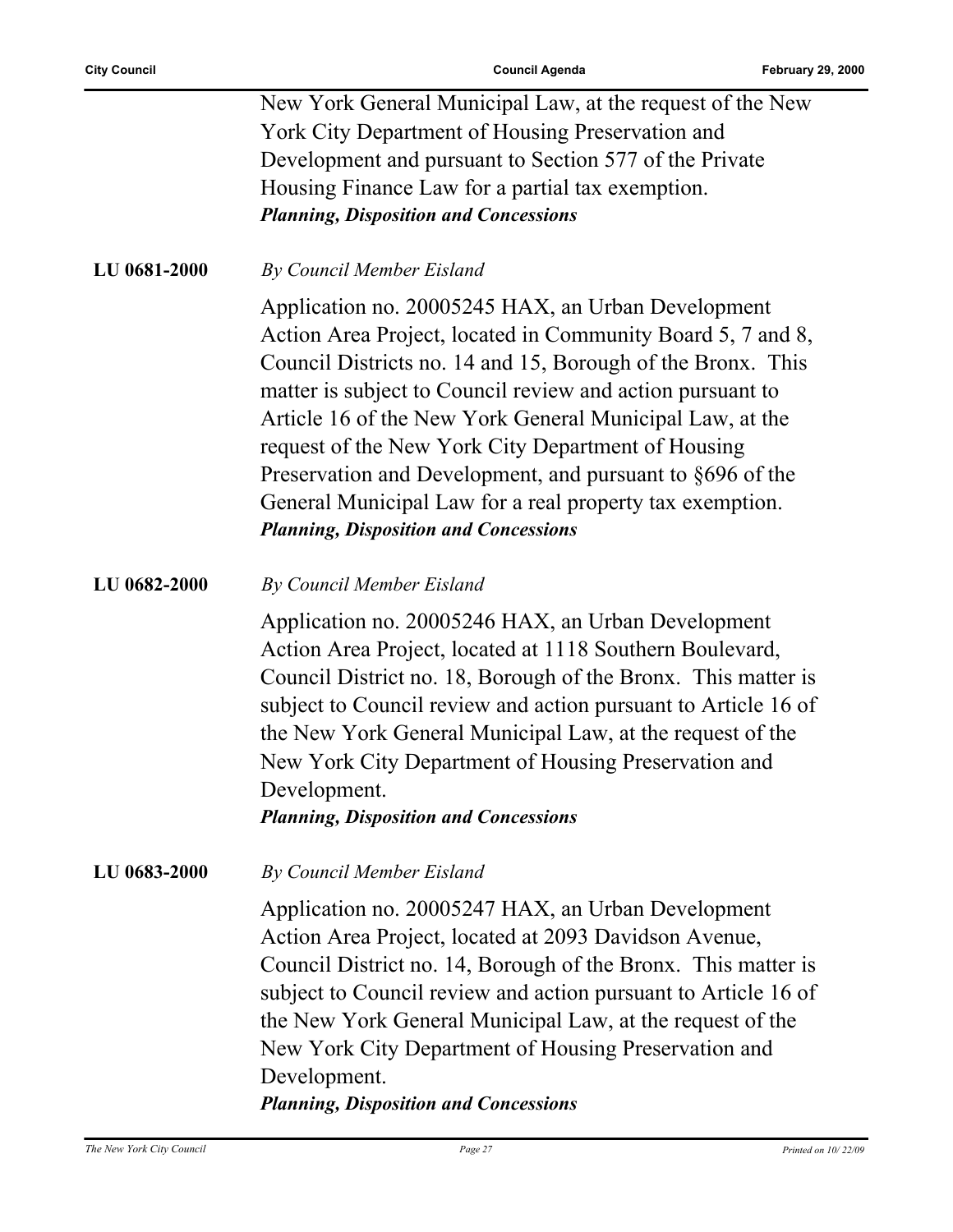New York General Municipal Law, at the request of the New York City Department of Housing Preservation and Development and pursuant to Section 577 of the Private Housing Finance Law for a partial tax exemption.
***Planning, Disposition and Concessions***

**LU 0681-2000** *By Council Member Eisland*

Application no. 20005245 HAX, an Urban Development Action Area Project, located in Community Board 5, 7 and 8, Council Districts no. 14 and 15, Borough of the Bronx. This matter is subject to Council review and action pursuant to Article 16 of the New York General Municipal Law, at the request of the New York City Department of Housing Preservation and Development, and pursuant to §696 of the General Municipal Law for a real property tax exemption.
***Planning, Disposition and Concessions***

**LU 0682-2000** *By Council Member Eisland*

Application no. 20005246 HAX, an Urban Development Action Area Project, located at 1118 Southern Boulevard, Council District no. 18, Borough of the Bronx. This matter is subject to Council review and action pursuant to Article 16 of the New York General Municipal Law, at the request of the New York City Department of Housing Preservation and Development.
***Planning, Disposition and Concessions***

**LU 0683-2000** *By Council Member Eisland*

Application no. 20005247 HAX, an Urban Development Action Area Project, located at 2093 Davidson Avenue, Council District no. 14, Borough of the Bronx. This matter is subject to Council review and action pursuant to Article 16 of the New York General Municipal Law, at the request of the New York City Department of Housing Preservation and Development.
***Planning, Disposition and Concessions***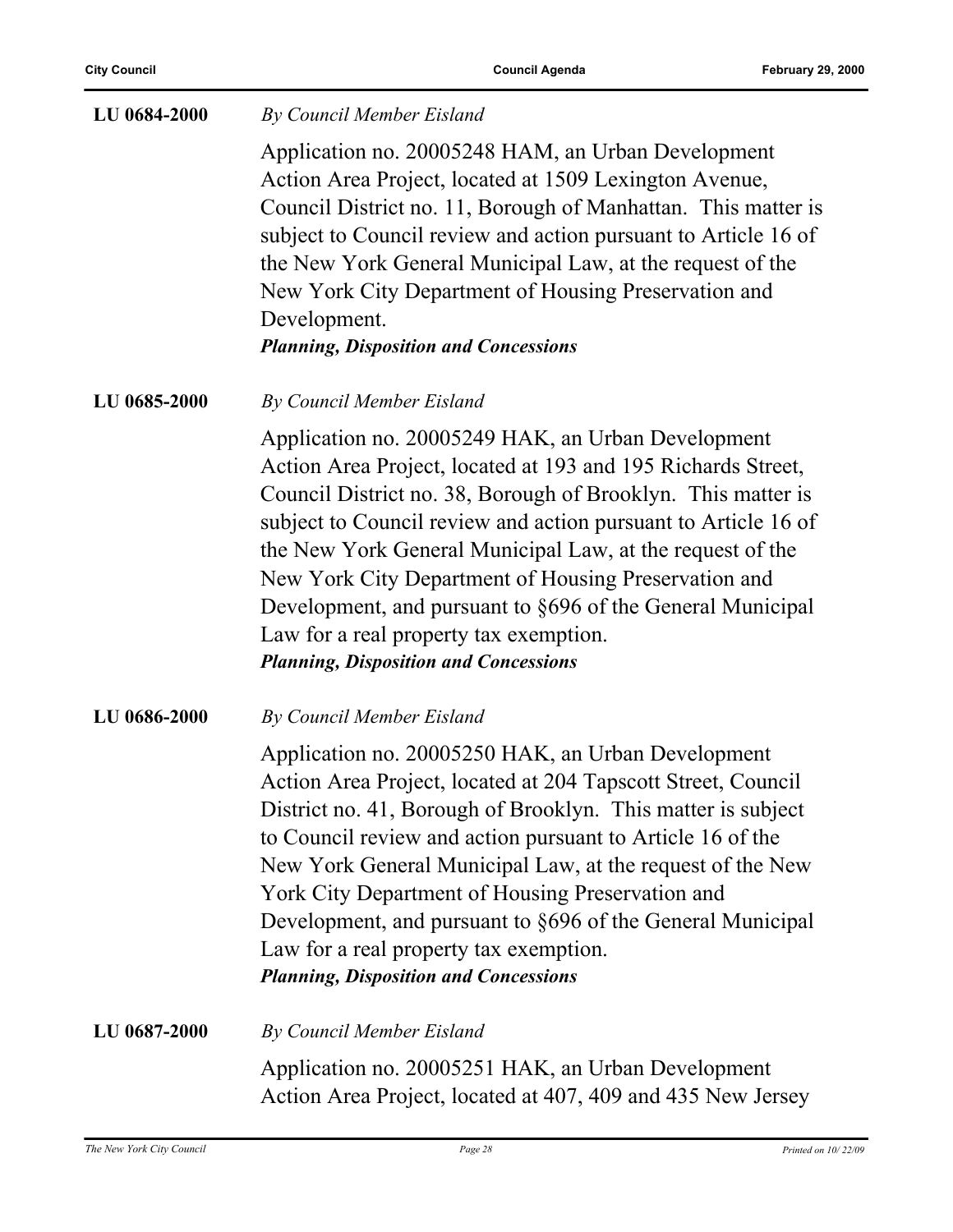**LU 0684-2000** *By Council Member Eisland*

Application no. 20005248 HAM, an Urban Development Action Area Project, located at 1509 Lexington Avenue, Council District no. 11, Borough of Manhattan. This matter is subject to Council review and action pursuant to Article 16 of the New York General Municipal Law, at the request of the New York City Department of Housing Preservation and Development.
***Planning, Disposition and Concessions***

**LU 0685-2000** *By Council Member Eisland*

Application no. 20005249 HAK, an Urban Development Action Area Project, located at 193 and 195 Richards Street, Council District no. 38, Borough of Brooklyn. This matter is subject to Council review and action pursuant to Article 16 of the New York General Municipal Law, at the request of the New York City Department of Housing Preservation and Development, and pursuant to §696 of the General Municipal Law for a real property tax exemption.
***Planning, Disposition and Concessions***

**LU 0686-2000** *By Council Member Eisland*

Application no. 20005250 HAK, an Urban Development Action Area Project, located at 204 Tapscott Street, Council District no. 41, Borough of Brooklyn. This matter is subject to Council review and action pursuant to Article 16 of the New York General Municipal Law, at the request of the New York City Department of Housing Preservation and Development, and pursuant to §696 of the General Municipal Law for a real property tax exemption.
***Planning, Disposition and Concessions***

**LU 0687-2000** *By Council Member Eisland*

Application no. 20005251 HAK, an Urban Development Action Area Project, located at 407, 409 and 435 New Jersey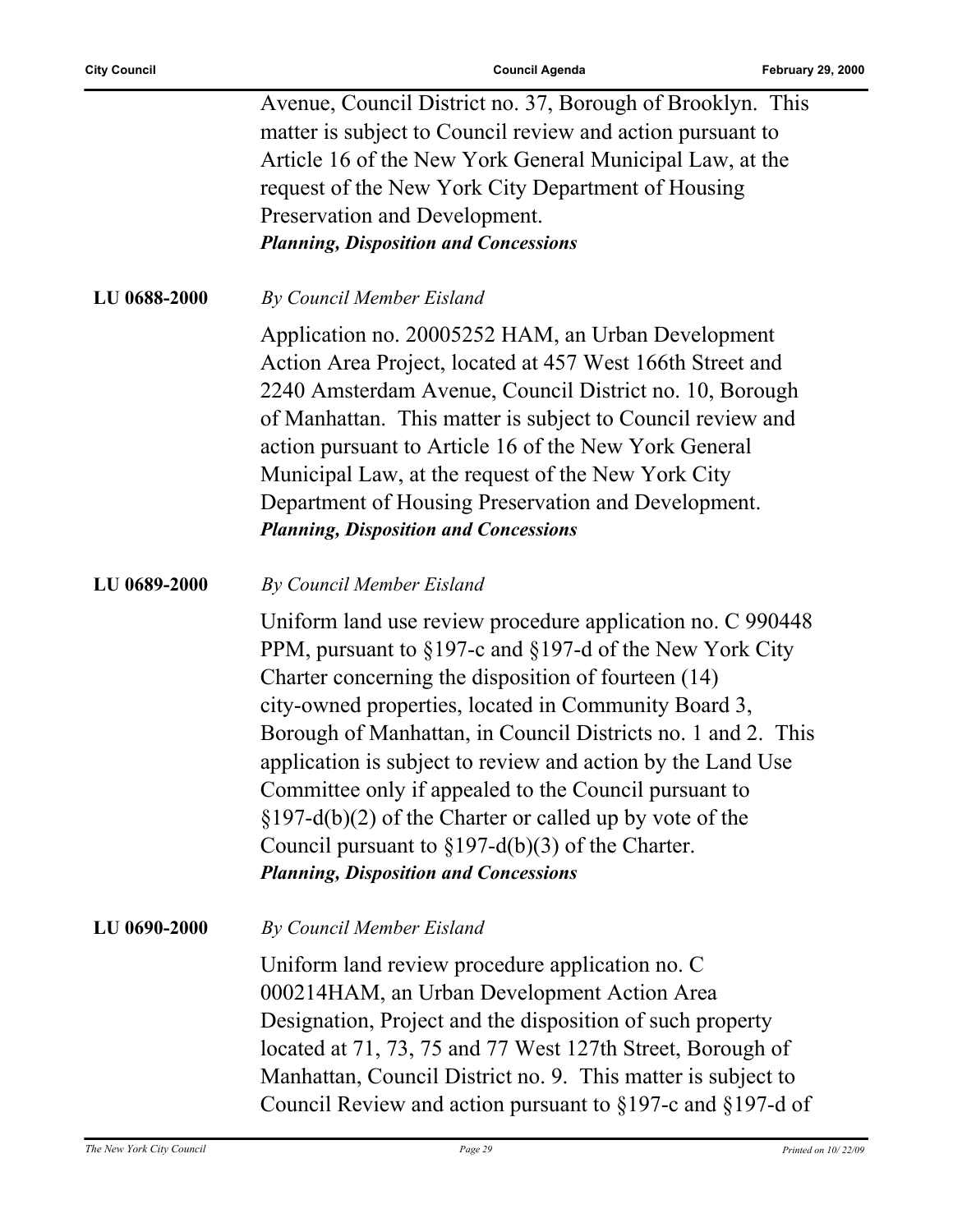Avenue, Council District no. 37, Borough of Brooklyn. This matter is subject to Council review and action pursuant to Article 16 of the New York General Municipal Law, at the request of the New York City Department of Housing Preservation and Development.
***Planning, Disposition and Concessions***

**LU 0688-2000** *By Council Member Eisland*

Application no. 20005252 HAM, an Urban Development Action Area Project, located at 457 West 166th Street and 2240 Amsterdam Avenue, Council District no. 10, Borough of Manhattan. This matter is subject to Council review and action pursuant to Article 16 of the New York General Municipal Law, at the request of the New York City Department of Housing Preservation and Development.
***Planning, Disposition and Concessions***

**LU 0689-2000** *By Council Member Eisland*

Uniform land use review procedure application no. C 990448 PPM, pursuant to §197-c and §197-d of the New York City Charter concerning the disposition of fourteen (14) city-owned properties, located in Community Board 3, Borough of Manhattan, in Council Districts no. 1 and 2. This application is subject to review and action by the Land Use Committee only if appealed to the Council pursuant to §197-d(b)(2) of the Charter or called up by vote of the Council pursuant to §197-d(b)(3) of the Charter.
***Planning, Disposition and Concessions***

**LU 0690-2000** *By Council Member Eisland*

Uniform land review procedure application no. C 000214HAM, an Urban Development Action Area Designation, Project and the disposition of such property located at 71, 73, 75 and 77 West 127th Street, Borough of Manhattan, Council District no. 9. This matter is subject to Council Review and action pursuant to §197-c and §197-d of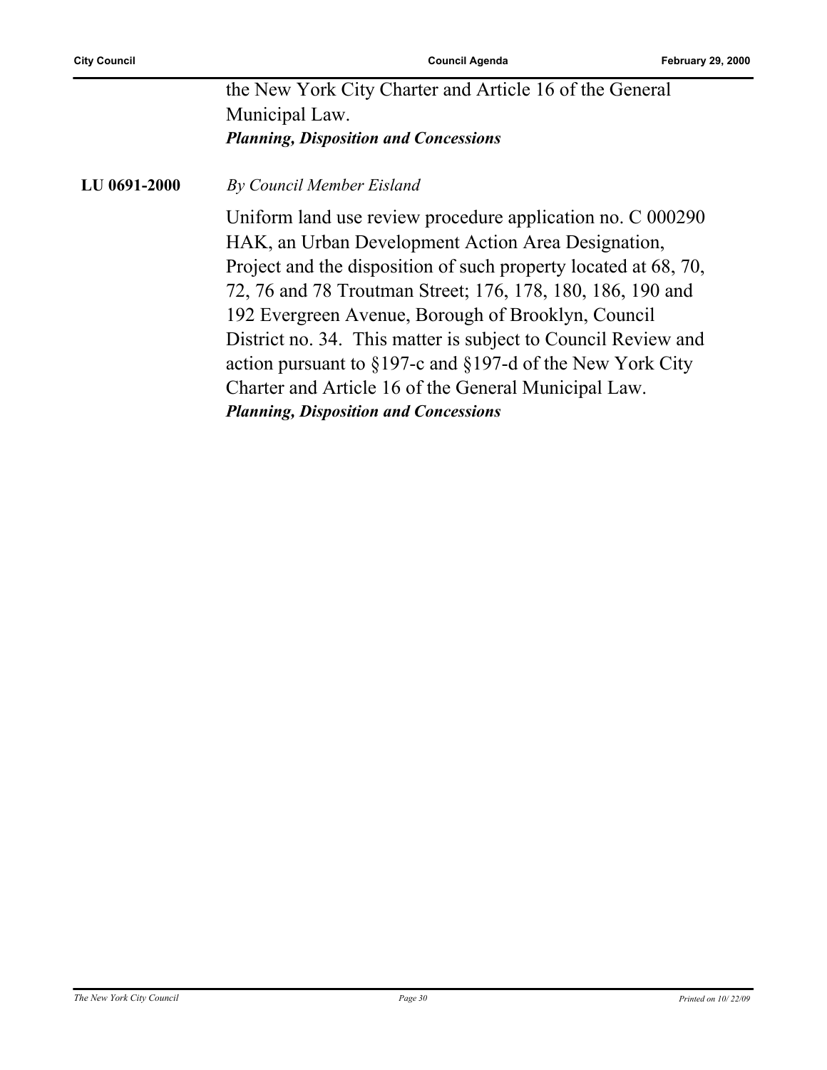the New York City Charter and Article 16 of the General Municipal Law.

***Planning, Disposition and Concessions***

**LU 0691-2000** *By Council Member Eisland*

Uniform land use review procedure application no. C 000290 HAK, an Urban Development Action Area Designation, Project and the disposition of such property located at 68, 70, 72, 76 and 78 Troutman Street; 176, 178, 180, 186, 190 and 192 Evergreen Avenue, Borough of Brooklyn, Council District no. 34. This matter is subject to Council Review and action pursuant to §197-c and §197-d of the New York City Charter and Article 16 of the General Municipal Law.

***Planning, Disposition and Concessions***